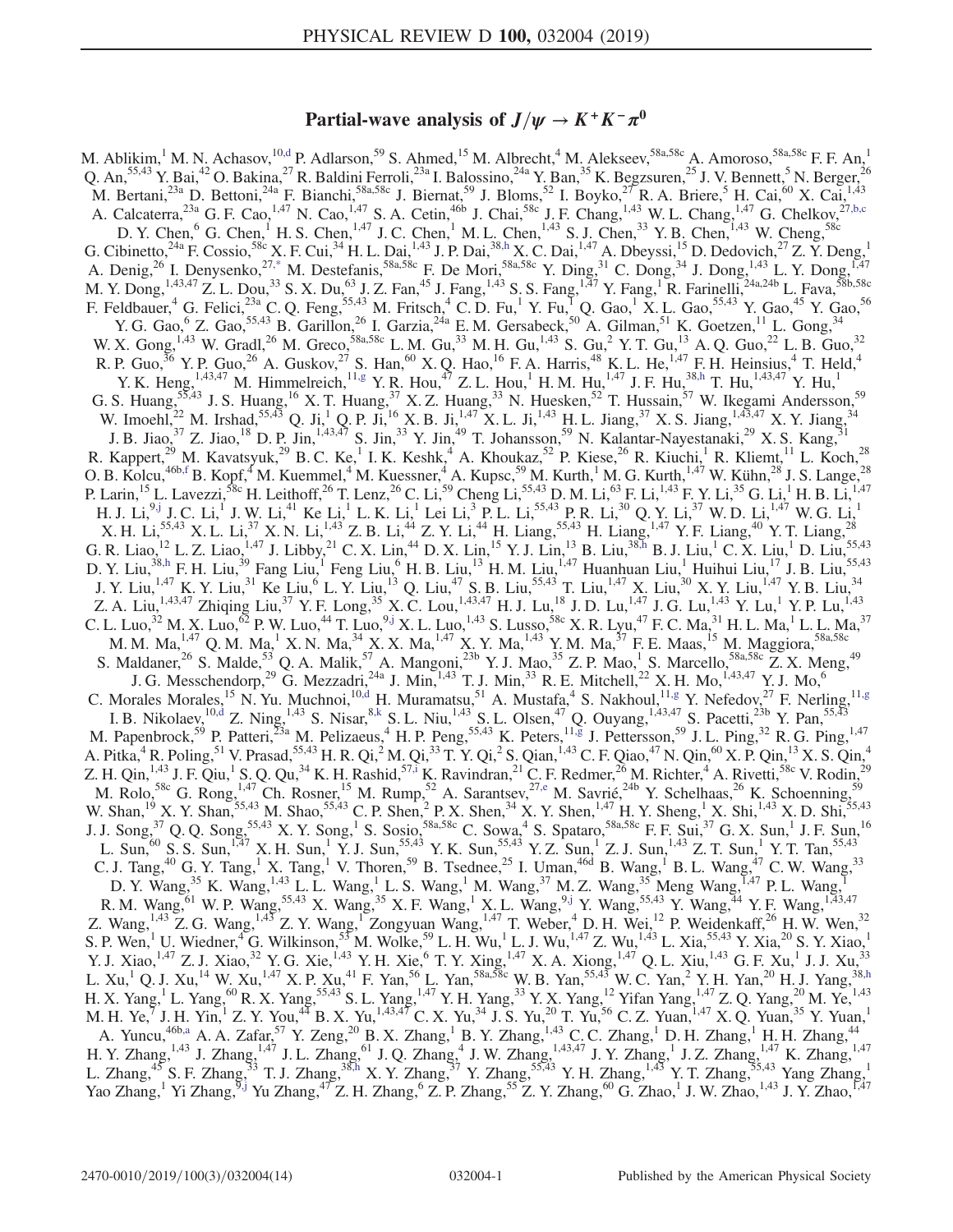# Partial-wave analysis of $J/\psi \to K^+K^-\pi^0$

M. Ablikim,[1] M. N. Achasov,[10,d] P. Adlarson,[59] S. Ahmed,[15] M. Albrecht,[4] M. Alekseev,[58a,58c] A. Amoroso,[58a,58c] F. F. An,[1] Q. An,[55,43] Y. Bai,[42] O. Bakina,[27] R. Baldini Ferroli,[23a] I. Balossino,[24a] Y. Ban,[35] K. Begzsuren,[25] J. V. Bennett,[5] N. Berger,[26] M. Bertani,[23a] D. Bettoni,[24a] F. Bianchi,[58a,58c] J. Biernat,[59] J. Bloms,[52] I. Boyko,[27] R. A. Briere,[5] H. Cai,[60] X. Cai,[1,43] A. Calcaterra,[23a] G. F. Cao,[1,47] N. Cao,[1,47] S. A. Cetin,[46b] J. Chai,[58c] J. F. Chang,[1,43] W. L. Chang,[1,47] G. Chelkov,[27,b,c] D. Y. Chen,[6] G. Chen,[1] H. S. Chen,[1,47] J. C. Chen,[1] M. L. Chen,[1,43] S. J. Chen,[33] Y. B. Chen,[1,43] W. Cheng,[58c] G. Cibinetto,[24a] F. Cossio,[58c] X. F. Cui,[34] H. L. Dai,[1,43] J. P. Dai,[38,h] X. C. Dai,[1,47] A. Dbeyssi,[15] D. Dedovich,[27] Z. Y. Deng,[1] A. Denig,[26] I. Denysenko,[27,*] M. Destefanis,[58a,58c] F. De Mori,[58a,58c] Y. Ding,[31] C. Dong,[34] J. Dong,[1,43] L. Y. Dong,[1,47] M. Y. Dong,[1,43,47] Z. L. Dou,[33] S. X. Du,[63] J. Z. Fan,[45] J. Fang,[1,43] S. S. Fang,[1,47] Y. Fang,[1] R. Farinelli,[24a,24b] L. Fava,[58b,58c] F. Feldbauer,[4] G. Felici,[23a] C. Q. Feng,[55,43] M. Fritsch,[4] C. D. Fu,[1] Y. Fu,[1] Q. Gao,[1] X. L. Gao,[55,43] Y. Gao,[45] Y. Gao,[56] Y. G. Gao,[6] Z. Gao,[55,43] B. Garillon,[26] I. Garzia,[24a] E. M. Gersabeck,[50] A. Gilman,[51] K. Goetzen,[11] L. Gong,[34] W. X. Gong,[1,43] W. Gradl,[26] M. Greco,[58a,58c] L. M. Gu,[33] M. H. Gu,[1,43] S. Gu,[2] Y. T. Gu,[13] A. Q. Guo,[22] L. B. Guo,[32] R. P. Guo,[36] Y. P. Guo,[26] A. Guskov,[27] S. Han,[60] X. Q. Hao,[16] F. A. Harris,[48] K. L. He,[1,47] F. H. Heinsius,[4] T. Held,[4] Y. K. Heng,[1,43,47] M. Himmelreich,[11,g] Y. R. Hou,[47] Z. L. Hou,[1] H. M. Hu,[1,47] J. F. Hu,[38,h] T. Hu,[1,43,47] Y. Hu,[1] G. S. Huang,[55,43] J. S. Huang,[16] X. T. Huang,[37] X. Z. Huang,[33] N. Huesken,[52] T. Hussain,[57] W. Ikegami Andersson,[59] W. Imoehl,[22] M. Irshad,[55,43] Q. Ji,[1] Q. P. Ji,[16] X. B. Ji,[1,47] X. L. Ji,[1,43] H. L. Jiang,[37] X. S. Jiang,[1,43,47] X. Y. Jiang,[34] J. B. Jiao,[37] Z. Jiao,[18] D. P. Jin,[1,43,47] S. Jin,[33] Y. Jin,[49] T. Johansson,[59] N. Kalantar-Nayestanaki,[29] X. S. Kang,[31] R. Kappert,[29] M. Kavatsyuk,[29] B. C. Ke,[1] I. K. Keshk,[4] A. Khoukaz,[52] P. Kiese,[26] R. Kiuchi,[1] R. Kliemt,[11] L. Koch,[28] O. B. Kolcu,[46b,f] B. Kopf,[4] M. Kuemmel,[4] M. Kuessner,[4] A. Kupsc,[59] M. Kurth,[1] M. G. Kurth,[1,47] W. Kühn,[28] J. S. Lange,[28] P. Larin,[15] L. Lavezzi,[58c] H. Leithoff,[26] T. Lenz,[26] C. Li,[59] Cheng Li,[55,43] D. M. Li,[63] F. Li,[1,43] F. Y. Li,[35] G. Li,[1] H. B. Li,[1,47] H. J. Li,[9,j] J. C. Li,[1] J. W. Li,[41] Ke Li,[1] L. K. Li,[1] Lei Li,[3] P. L. Li,[55,43] P. R. Li,[30] Q. Y. Li,[37] W. D. Li,[1,47] W. G. Li,[1] X. H. Li,[55,43] X. L. Li,[37] X. N. Li,[1,43] Z. B. Li,[44] Z. Y. Li,[44] H. Liang,[55,43] H. Liang,[1,47] Y. F. Liang,[40] Y. T. Liang,[28] G. R. Liao,[12] L. Z. Liao,[1,47] J. Libby,[21] C. X. Lin,[44] D. X. Lin,[15] Y. J. Lin,[13] B. Liu,[38,h] B. J. Liu,[1] C. X. Liu,[1] D. Liu,[55,43] D. Y. Liu,[38,h] F. H. Liu,[39] Fang Liu,[1] Feng Liu,[6] H. B. Liu,[13] H. M. Liu,[1,47] Huanhuan Liu,[1] Huihui Liu,[17] J. B. Liu,[55,43] J. Y. Liu,[1,47] K. Y. Liu,[31] Ke Liu,[6] L. Y. Liu,[13] Q. Liu,[47] S. B. Liu,[55,43] T. Liu,[1,47] X. Liu,[30] X. Y. Liu,[1,47] Y. B. Liu,[34] Z. A. Liu,[1,43,47] Zhiqing Liu,[37] Y. F. Long,[35] X. C. Lou,[1,43,47] H. J. Lu,[18] J. D. Lu,[1,47] J. G. Lu,[1,43] Y. Lu,[1] Y. P. Lu,[1,43] C. L. Luo,[32] M. X. Luo,[62] P. W. Luo,[44] T. Luo,[9,j] X. L. Luo,[1,43] S. Lusso,[58c] X. R. Lyu,[47] F. C. Ma,[31] H. L. Ma,[1] L. L. Ma,[37] M. M. Ma,[1,47] Q. M. Ma,[1] X. N. Ma,[34] X. X. Ma,[1,47] X. Y. Ma,[1,43] Y. M. Ma,[37] F. E. Maas,[15] M. Maggiora,[58a,58c] S. Maldaner,[26] S. Malde,[53] Q. A. Malik,[57] A. Mangoni,[23b] Y. J. Mao,[35] Z. P. Mao,[1] S. Marcello,[58a,58c] Z. X. Meng,[49] J. G. Messchendorp,[29] G. Mezzadri,[24a] J. Min,[1,43] T. J. Min,[33] R. E. Mitchell,[22] X. H. Mo,[1,43,47] Y. J. Mo,[6] C. Morales Morales,[15] N. Yu. Muchnoi,[10,d] H. Muramatsu,[51] A. Mustafa,[4] S. Nakhoul,[11,g] Y. Nefedov,[27] F. Nerling,[11,g] I. B. Nikolaev,[10,d] Z. Ning,[1,43] S. Nisar,[8,k] S. L. Niu,[1,43] S. L. Olsen,[47] Q. Ouyang,[1,43,47] S. Pacetti,[23b] Y. Pan,[55,43] M. Papenbrock,[59] P. Patteri,[23a] M. Pelizaeus,[4] H. P. Peng,[55,43] K. Peters,[11,g] J. Pettersson,[59] J. L. Ping,[32] R. G. Ping,[1,47] A. Pitka,[4] R. Poling,[51] V. Prasad,[55,43] H. R. Qi,[2] M. Qi,[33] T. Y. Qi,[2] S. Qian,[1,43] C. F. Qiao,[47] N. Qin,[60] X. P. Qin,[13] X. S. Qin,[4] Z. H. Qin,[1,43] J. F. Qiu,[1] S. Q. Qu,[34] K. H. Rashid,[57,i] K. Ravindran,[21] C. F. Redmer,[26] M. Richter,[4] A. Rivetti,[58c] V. Rodin,[29] M. Rolo,[58c] G. Rong,[1,47] Ch. Rosner,[15] M. Rump,[52] A. Sarantsev,[27,e] M. Savrié,[24b] Y. Schelhaas,[26] K. Schoenning,[59] W. Shan,[19] X. Y. Shan,[55,43] M. Shao,[55,43] C. P. Shen,[2] P. X. Shen,[34] X. Y. Shen,[1,47] H. Y. Sheng,[1] X. Shi,[1,43] X. D. Shi,[55,43] J. J. Song,[37] Q. Q. Song,[55,43] X. Y. Song,[1] S. Sosio,[58a,58c] C. Sowa,[4] S. Spataro,[58a,58c] F. F. Sui,[37] G. X. Sun,[1] J. F. Sun,[16] L. Sun,[60] S. S. Sun,[1,47] X. H. Sun,[1] Y. J. Sun,[55,43] Y. K. Sun,[55,43] Y. Z. Sun,[1] Z. J. Sun,[1,43] Z. T. Sun,[1] Y. T. Tan,[55,43] C. J. Tang,[40] G. Y. Tang,[1] X. Tang,[1] V. Thoren,[59] B. Tsednee,[25] I. Uman,[46d] B. Wang,[1] B. L. Wang,[47] C. W. Wang,[33] D. Y. Wang,[35] K. Wang,[1,43] L. L. Wang,[1] L. S. Wang,[1] M. Wang,[37] M. Z. Wang,[35] Meng Wang,[1,47] P. L. Wang,[1] R. M. Wang,[61] W. P. Wang,[55,43] X. Wang,[35] X. F. Wang,[1] X. L. Wang,[9,j] Y. Wang,[55,43] Y. Wang,[44] Y. F. Wang,[1,43,47] Z. Wang,[1,43] Z. G. Wang,[1,43] Z. Y. Wang,[1] Zongyuan Wang,[1,47] T. Weber,[4] D. H. Wei,[12] P. Weidenkaff,[26] H. W. Wen,[32] S. P. Wen,[1] U. Wiedner,[4] G. Wilkinson,[53] M. Wolke,[59] L. H. Wu,[1] L. J. Wu,[1,47] Z. Wu,[1,43] L. Xia,[55,43] Y. Xia,[20] S. Y. Xiao,[1] Y. J. Xiao,[1,47] Z. J. Xiao,[32] Y. G. Xie,[1,43] Y. H. Xie,[6] T. Y. Xing,[1,47] X. A. Xiong,[1,47] Q. L. Xiu,[1,43] G. F. Xu,[1] J. J. Xu,[33] L. Xu,[1] Q. J. Xu,[14] W. Xu,[1,47] X. P. Xu,[41] F. Yan,[56] L. Yan,[58a,58c] W. B. Yan,[55,43] W. C. Yan,[2] Y. H. Yan,[20] H. J. Yang,[38,h] H. X. Yang,[1] L. Yang,[60] R. X. Yang,[55,43] S. L. Yang,[1,47] Y. H. Yang,[33] Y. X. Yang,[12] Yifan Yang,[1,47] Z. Q. Yang,[20] M. Ye,[1,43] M. H. Ye,[7] J. H. Yin,[1] Z. Y. You,[44] B. X. Yu,[1,43,47] C. X. Yu,[34] J. S. Yu,[20] T. Yu,[56] C. Z. Yuan,[1,47] X. Q. Yuan,[35] Y. Yuan,[1] A. Yuncu,[46b,a] A. A. Zafar,[57] Y. Zeng,[20] B. X. Zhang,[1] B. Y. Zhang,[1,43] C. C. Zhang,[1] D. H. Zhang,[1] H. H. Zhang,[44] H. Y. Zhang,[1,43] J. Zhang,[1,47] J. L. Zhang,[61] J. Q. Zhang,[4] J. W. Zhang,[1,43,47] J. Y. Zhang,[1] J. Z. Zhang,[1,47] K. Zhang,[1,47] L. Zhang,[45] S. F. Zhang,[33] T. J. Zhang,[38,h] X. Y. Zhang,[37] Y. Zhang,[55,43] Y. H. Zhang,[1,43] Y. T. Zhang,[55,43] Yang Zhang,[1] Yao Zhang,[1] Yi Zhang,[9,j] Yu Zhang,[47] Z. H. Zhang,[6] Z. P. Zhang,[55] Z. Y. Zhang,[60] G. Zhao,[1] J. W. Zhao,[1,43] J. Y. Zhao,[1,47]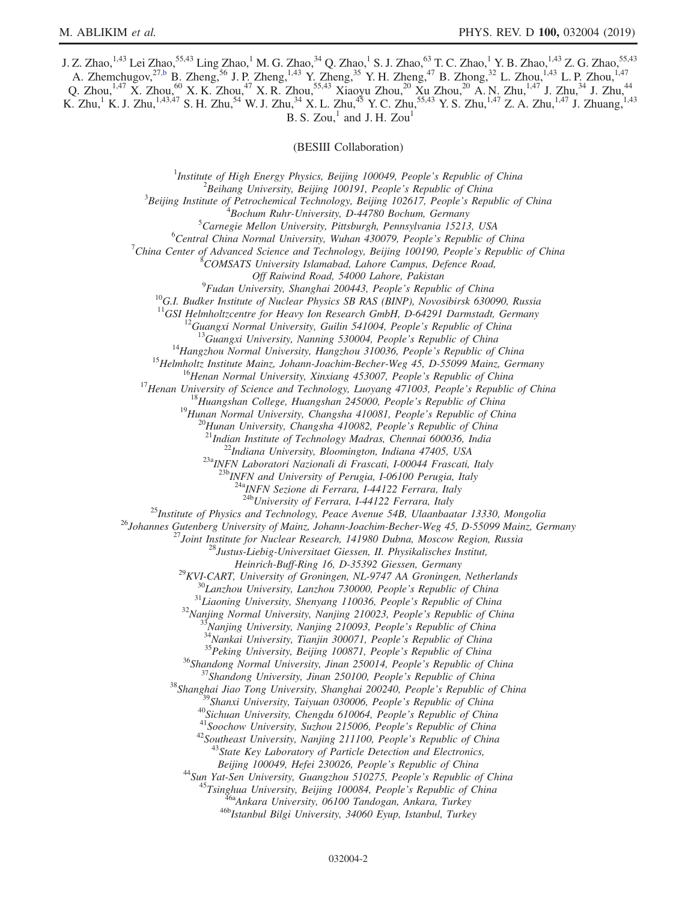J. Z. Zhao,[1,43] Lei Zhao,[55,43] Ling Zhao,[1] M. G. Zhao,[34] Q. Zhao,[1] S. J. Zhao,[63] T. C. Zhao,[1] Y. B. Zhao,[1,43] Z. G. Zhao,[55,43] A. Zhemchugov,[27,b] B. Zheng,[56] J. P. Zheng,[1,43] Y. Zheng,[35] Y. H. Zheng,[47] B. Zhong,[32] L. Zhou,[1,43] L. P. Zhou,[1,47] Q. Zhou,[1,47] X. Zhou,[60] X. K. Zhou,[47] X. R. Zhou,[55,43] Xiaoyu Zhou,[20] Xu Zhou,[20] A. N. Zhu,[1,47] J. Zhu,[34] J. Zhu,[44] K. Zhu,[1] K. J. Zhu,[1,43,47] S. H. Zhu,[54] W. J. Zhu,[34] X. L. Zhu,[45] Y. C. Zhu,[55,43] Y. S. Zhu,[1,47] Z. A. Zhu,[1,47] J. Zhuang,[1,43] B. S. Zou,[1] and J. H. Zou[1]

(BESIII Collaboration)

[1] *Institute of High Energy Physics, Beijing 100049, People's Republic of China*
[2] *Beihang University, Beijing 100191, People's Republic of China*
[3] *Beijing Institute of Petrochemical Technology, Beijing 102617, People's Republic of China*
[4] *Bochum Ruhr-University, D-44780 Bochum, Germany*
[5] *Carnegie Mellon University, Pittsburgh, Pennsylvania 15213, USA*
[6] *Central China Normal University, Wuhan 430079, People's Republic of China*
[7] *China Center of Advanced Science and Technology, Beijing 100190, People's Republic of China*
[8] *COMSATS University Islamabad, Lahore Campus, Defence Road, Off Raiwind Road, 54000 Lahore, Pakistan*
[9] *Fudan University, Shanghai 200443, People's Republic of China*
[10] *G.I. Budker Institute of Nuclear Physics SB RAS (BINP), Novosibirsk 630090, Russia*
[11] *GSI Helmholtzcentre for Heavy Ion Research GmbH, D-64291 Darmstadt, Germany*
[12] *Guangxi Normal University, Guilin 541004, People's Republic of China*
[13] *Guangxi University, Nanning 530004, People's Republic of China*
[14] *Hangzhou Normal University, Hangzhou 310036, People's Republic of China*
[15] *Helmholtz Institute Mainz, Johann-Joachim-Becher-Weg 45, D-55099 Mainz, Germany*
[16] *Henan Normal University, Xinxiang 453007, People's Republic of China*
[17] *Henan University of Science and Technology, Luoyang 471003, People's Republic of China*
[18] *Huangshan College, Huangshan 245000, People's Republic of China*
[19] *Hunan Normal University, Changsha 410081, People's Republic of China*
[20] *Hunan University, Changsha 410082, People's Republic of China*
[21] *Indian Institute of Technology Madras, Chennai 600036, India*
[22] *Indiana University, Bloomington, Indiana 47405, USA*
[23a] *INFN Laboratori Nazionali di Frascati, I-00044 Frascati, Italy*
[23b] *INFN and University of Perugia, I-06100 Perugia, Italy*
[24a] *INFN Sezione di Ferrara, I-44122 Ferrara, Italy*
[24b] *University of Ferrara, I-44122 Ferrara, Italy*
[25] *Institute of Physics and Technology, Peace Avenue 54B, Ulaanbaatar 13330, Mongolia*
[26] *Johannes Gutenberg University of Mainz, Johann-Joachim-Becher-Weg 45, D-55099 Mainz, Germany*
[27] *Joint Institute for Nuclear Research, 141980 Dubna, Moscow Region, Russia*
[28] *Justus-Liebig-Universitaet Giessen, II. Physikalisches Institut, Heinrich-Buff-Ring 16, D-35392 Giessen, Germany*
[29] *KVI-CART, University of Groningen, NL-9747 AA Groningen, Netherlands*
[30] *Lanzhou University, Lanzhou 730000, People's Republic of China*
[31] *Liaoning University, Shenyang 110036, People's Republic of China*
[32] *Nanjing Normal University, Nanjing 210023, People's Republic of China*
[33] *Nanjing University, Nanjing 210093, People's Republic of China*
[34] *Nankai University, Tianjin 300071, People's Republic of China*
[35] *Peking University, Beijing 100871, People's Republic of China*
[36] *Shandong Normal University, Jinan 250014, People's Republic of China*
[37] *Shandong University, Jinan 250100, People's Republic of China*
[38] *Shanghai Jiao Tong University, Shanghai 200240, People's Republic of China*
[39] *Shanxi University, Taiyuan 030006, People's Republic of China*
[40] *Sichuan University, Chengdu 610064, People's Republic of China*
[41] *Soochow University, Suzhou 215006, People's Republic of China*
[42] *Southeast University, Nanjing 211100, People's Republic of China*
[43] *State Key Laboratory of Particle Detection and Electronics, Beijing 100049, Hefei 230026, People's Republic of China*
[44] *Sun Yat-Sen University, Guangzhou 510275, People's Republic of China*
[45] *Tsinghua University, Beijing 100084, People's Republic of China*
[46a] *Ankara University, 06100 Tandogan, Ankara, Turkey*
[46b] *Istanbul Bilgi University, 34060 Eyup, Istanbul, Turkey*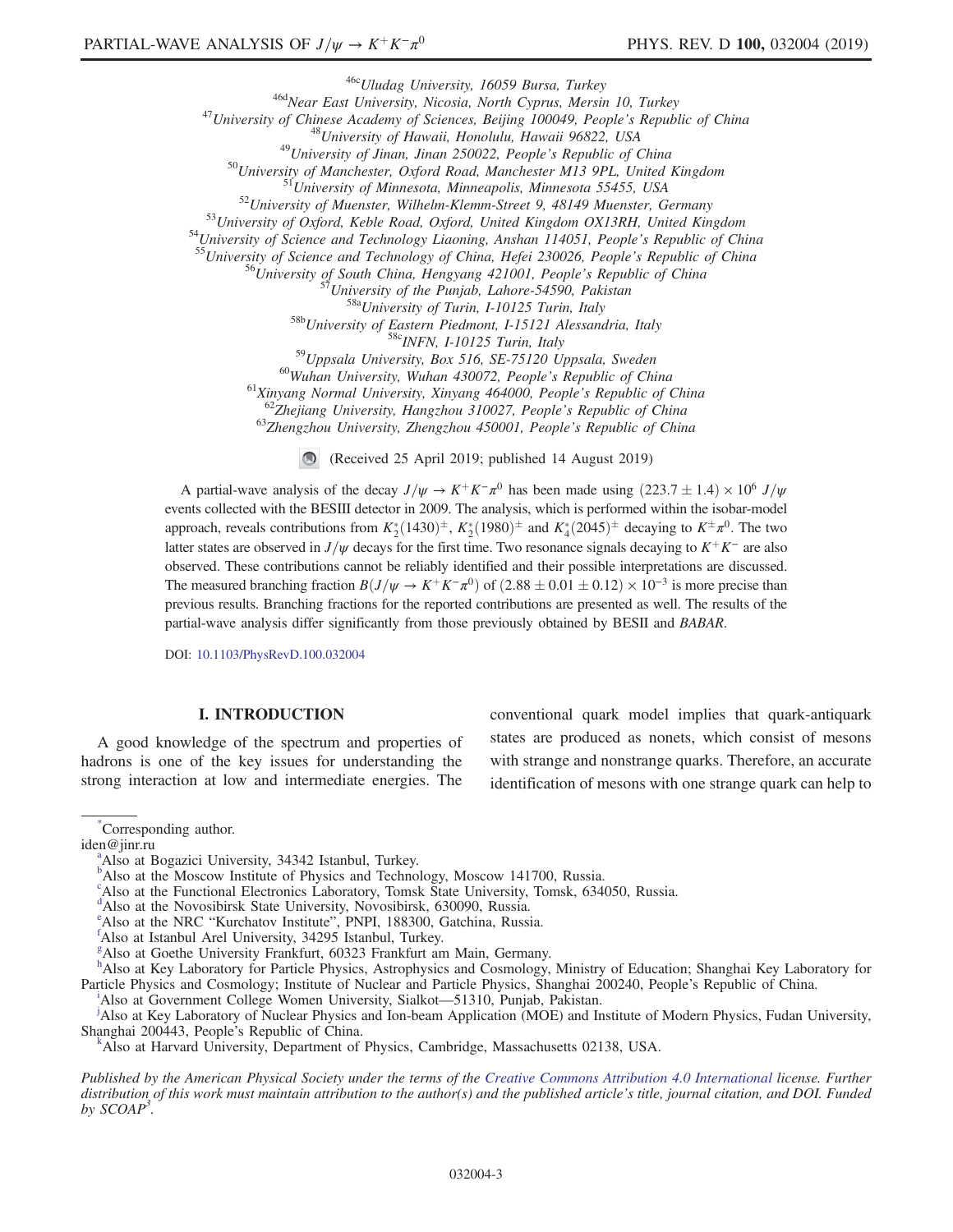[46c] Uludag University, 16059 Bursa, Turkey
[46d] Near East University, Nicosia, North Cyprus, Mersin 10, Turkey
[47] University of Chinese Academy of Sciences, Beijing 100049, People's Republic of China
[48] University of Hawaii, Honolulu, Hawaii 96822, USA
[49] University of Jinan, Jinan 250022, People's Republic of China
[50] University of Manchester, Oxford Road, Manchester M13 9PL, United Kingdom
[51] University of Minnesota, Minneapolis, Minnesota 55455, USA
[52] University of Muenster, Wilhelm-Klemm-Street 9, 48149 Muenster, Germany
[53] University of Oxford, Keble Road, Oxford, United Kingdom OX13RH, United Kingdom
[54] University of Science and Technology Liaoning, Anshan 114051, People's Republic of China
[55] University of Science and Technology of China, Hefei 230026, People's Republic of China
[56] University of South China, Hengyang 421001, People's Republic of China
[57] University of the Punjab, Lahore-54590, Pakistan
[58a] University of Turin, I-10125 Turin, Italy
[58b] University of Eastern Piedmont, I-15121 Alessandria, Italy
[58c] INFN, I-10125 Turin, Italy
[59] Uppsala University, Box 516, SE-75120 Uppsala, Sweden
[60] Wuhan University, Wuhan 430072, People's Republic of China
[61] Xinyang Normal University, Xinyang 464000, People's Republic of China
[62] Zhejiang University, Hangzhou 310027, People's Republic of China
[63] Zhengzhou University, Zhengzhou 450001, People's Republic of China

(Received 25 April 2019; published 14 August 2019)

A partial-wave analysis of the decay $J/\psi \to K^+K^-\pi^0$ has been made using $(223.7 \pm 1.4) \times 10^6$ $J/\psi$ events collected with the BESIII detector in 2009. The analysis, which is performed within the isobar-model approach, reveals contributions from $K_2^*(1430)^\pm$, $K_2^*(1980)^\pm$ and $K_4^*(2045)^\pm$ decaying to $K^\pm\pi^0$. The two latter states are observed in $J/\psi$ decays for the first time. Two resonance signals decaying to $K^+K^-$ are also observed. These contributions cannot be reliably identified and their possible interpretations are discussed. The measured branching fraction $B(J/\psi \to K^+K^-\pi^0)$ of $(2.88 \pm 0.01 \pm 0.12) \times 10^{-3}$ is more precise than previous results. Branching fractions for the reported contributions are presented as well. The results of the partial-wave analysis differ significantly from those previously obtained by BESII and *BABAR*.

DOI: 10.1103/PhysRevD.100.032004

## I. INTRODUCTION

A good knowledge of the spectrum and properties of hadrons is one of the key issues for understanding the strong interaction at low and intermediate energies. The conventional quark model implies that quark-antiquark states are produced as nonets, which consist of mesons with strange and nonstrange quarks. Therefore, an accurate identification of mesons with one strange quark can help to

---

[*] Corresponding author.
iden@jinr.ru

[a] Also at Bogazici University, 34342 Istanbul, Turkey.
[b] Also at the Moscow Institute of Physics and Technology, Moscow 141700, Russia.
[c] Also at the Functional Electronics Laboratory, Tomsk State University, Tomsk, 634050, Russia.
[d] Also at the Novosibirsk State University, Novosibirsk, 630090, Russia.
[e] Also at the NRC "Kurchatov Institute", PNPI, 188300, Gatchina, Russia.
[f] Also at Istanbul Arel University, 34295 Istanbul, Turkey.
[g] Also at Goethe University Frankfurt, 60323 Frankfurt am Main, Germany.
[h] Also at Key Laboratory for Particle Physics, Astrophysics and Cosmology, Ministry of Education; Shanghai Key Laboratory for Particle Physics and Cosmology; Institute of Nuclear and Particle Physics, Shanghai 200240, People's Republic of China.
[i] Also at Government College Women University, Sialkot—51310, Punjab, Pakistan.
[j] Also at Key Laboratory of Nuclear Physics and Ion-beam Application (MOE) and Institute of Modern Physics, Fudan University, Shanghai 200443, People's Republic of China.
[k] Also at Harvard University, Department of Physics, Cambridge, Massachusetts 02138, USA.

*Published by the American Physical Society under the terms of the Creative Commons Attribution 4.0 International license. Further distribution of this work must maintain attribution to the author(s) and the published article's title, journal citation, and DOI. Funded by SCOAP³.*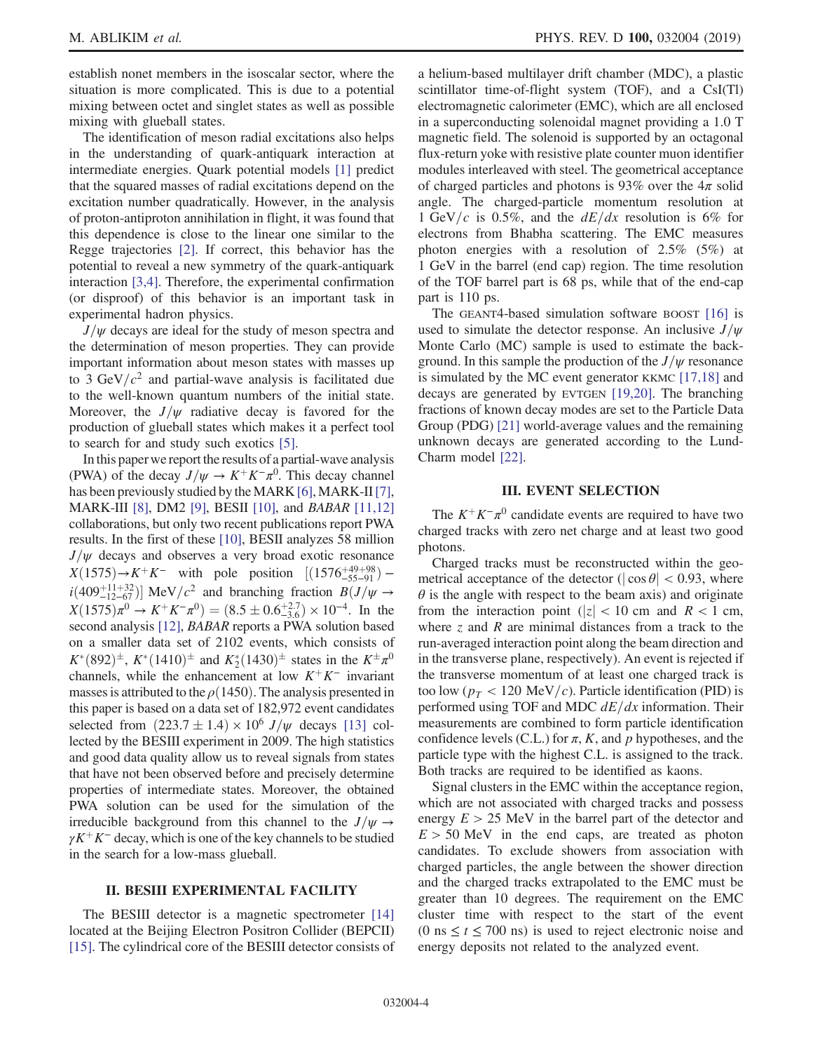establish nonet members in the isoscalar sector, where the situation is more complicated. This is due to a potential mixing between octet and singlet states as well as possible mixing with glueball states.

The identification of meson radial excitations also helps in the understanding of quark-antiquark interaction at intermediate energies. Quark potential models [1] predict that the squared masses of radial excitations depend on the excitation number quadratically. However, in the analysis of proton-antiproton annihilation in flight, it was found that this dependence is close to the linear one similar to the Regge trajectories [2]. If correct, this behavior has the potential to reveal a new symmetry of the quark-antiquark interaction [3,4]. Therefore, the experimental confirmation (or disproof) of this behavior is an important task in experimental hadron physics.

$J/\psi$ decays are ideal for the study of meson spectra and the determination of meson properties. They can provide important information about meson states with masses up to 3 $\mathrm{GeV}/c^2$ and partial-wave analysis is facilitated due to the well-known quantum numbers of the initial state. Moreover, the $J/\psi$ radiative decay is favored for the production of glueball states which makes it a perfect tool to search for and study such exotics [5].

In this paper we report the results of a partial-wave analysis (PWA) of the decay $J/\psi \to K^+K^-\pi^0$. This decay channel has been previously studied by the MARK [6], MARK-II [7], MARK-III [8], DM2 [9], BESII [10], and *BABAR* [11,12] collaborations, but only two recent publications report PWA results. In the first of these [10], BESII analyzes 58 million $J/\psi$ decays and observes a very broad exotic resonance $X(1575) \to K^+K^-$ with pole position $[(1576^{+49+98}_{-55-91}) - i(409^{+11+32}_{-12-67})]$ $\mathrm{MeV}/c^2$ and branching fraction $\mathcal{B}(J/\psi \to X(1575)\pi^0 \to K^+K^-\pi^0) = (8.5 \pm 0.6^{+2.7}_{-3.6}) \times 10^{-4}$. In the second analysis [12], *BABAR* reports a PWA solution based on a smaller data set of 2102 events, which consists of $K^*(892)^\pm$, $K^*(1410)^\pm$ and $K_2^*(1430)^\pm$ states in the $K^\pm\pi^0$ channels, while the enhancement at low $K^+K^-$ invariant masses is attributed to the $\rho(1450)$. The analysis presented in this paper is based on a data set of 182,972 event candidates selected from $(223.7 \pm 1.4) \times 10^6$ $J/\psi$ decays [13] collected by the BESIII experiment in 2009. The high statistics and good data quality allow us to reveal signals from states that have not been observed before and precisely determine properties of intermediate states. Moreover, the obtained PWA solution can be used for the simulation of the irreducible background from this channel to the $J/\psi \to \gamma K^+K^-$ decay, which is one of the key channels to be studied in the search for a low-mass glueball.

## II. BESIII EXPERIMENTAL FACILITY

The BESIII detector is a magnetic spectrometer [14] located at the Beijing Electron Positron Collider (BEPCII) [15]. The cylindrical core of the BESIII detector consists of a helium-based multilayer drift chamber (MDC), a plastic scintillator time-of-flight system (TOF), and a CsI(Tl) electromagnetic calorimeter (EMC), which are all enclosed in a superconducting solenoidal magnet providing a 1.0 T magnetic field. The solenoid is supported by an octagonal flux-return yoke with resistive plate counter muon identifier modules interleaved with steel. The geometrical acceptance of charged particles and photons is 93% over the $4\pi$ solid angle. The charged-particle momentum resolution at 1 $\mathrm{GeV}/c$ is 0.5%, and the $dE/dx$ resolution is 6% for electrons from Bhabha scattering. The EMC measures photon energies with a resolution of 2.5% (5%) at 1 GeV in the barrel (end cap) region. The time resolution of the TOF barrel part is 68 ps, while that of the end-cap part is 110 ps.

The GEANT4-based simulation software BOOST [16] is used to simulate the detector response. An inclusive $J/\psi$ Monte Carlo (MC) sample is used to estimate the background. In this sample the production of the $J/\psi$ resonance is simulated by the MC event generator KKMC [17,18] and decays are generated by EVTGEN [19,20]. The branching fractions of known decay modes are set to the Particle Data Group (PDG) [21] world-average values and the remaining unknown decays are generated according to the Lund-Charm model [22].

## III. EVENT SELECTION

The $K^+K^-\pi^0$ candidate events are required to have two charged tracks with zero net charge and at least two good photons.

Charged tracks must be reconstructed within the geometrical acceptance of the detector ($|\cos\theta| < 0.93$, where $\theta$ is the angle with respect to the beam axis) and originate from the interaction point ($|z| < 10$ cm and $R < 1$ cm, where $z$ and $R$ are minimal distances from a track to the run-averaged interaction point along the beam direction and in the transverse plane, respectively). An event is rejected if the transverse momentum of at least one charged track is too low ($p_T < 120$ $\mathrm{MeV}/c$). Particle identification (PID) is performed using TOF and MDC $dE/dx$ information. Their measurements are combined to form particle identification confidence levels (C.L.) for $\pi$, $K$, and $p$ hypotheses, and the particle type with the highest C.L. is assigned to the track. Both tracks are required to be identified as kaons.

Signal clusters in the EMC within the acceptance region, which are not associated with charged tracks and possess energy $E > 25$ MeV in the barrel part of the detector and $E > 50$ MeV in the end caps, are treated as photon candidates. To exclude showers from association with charged particles, the angle between the shower direction and the charged tracks extrapolated to the EMC must be greater than 10 degrees. The requirement on the EMC cluster time with respect to the start of the event ($0 \text{ ns} \leq t \leq 700 \text{ ns}$) is used to reject electronic noise and energy deposits not related to the analyzed event.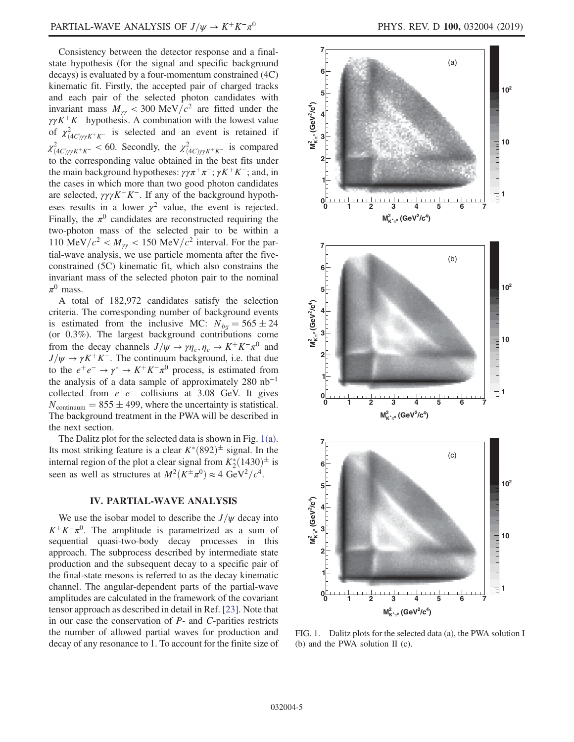Consistency between the detector response and a final-state hypothesis (for the signal and specific background decays) is evaluated by a four-momentum constrained (4C) kinematic fit. Firstly, the accepted pair of charged tracks and each pair of the selected photon candidates with invariant mass $M_{\gamma\gamma} < 300\ \mathrm{MeV}/c^2$ are fitted under the $\gamma\gamma K^+K^-$ hypothesis. A combination with the lowest value of $\chi^2_{(4C)\gamma\gamma K^+K^-}$ is selected and an event is retained if $\chi^2_{(4C)\gamma\gamma K^+K^-} < 60$. Secondly, the $\chi^2_{(4C)\gamma\gamma K^+K^-}$ is compared to the corresponding value obtained in the best fits under the main background hypotheses: $\gamma\gamma\pi^+\pi^-$; $\gamma K^+K^-$; and, in the cases in which more than two good photon candidates are selected, $\gamma\gamma\gamma K^+K^-$. If any of the background hypotheses results in a lower $\chi^2$ value, the event is rejected. Finally, the $\pi^0$ candidates are reconstructed requiring the two-photon mass of the selected pair to be within a $110\ \mathrm{MeV}/c^2 < M_{\gamma\gamma} < 150\ \mathrm{MeV}/c^2$ interval. For the partial-wave analysis, we use particle momenta after the five-constrained (5C) kinematic fit, which also constrains the invariant mass of the selected photon pair to the nominal $\pi^0$ mass.

A total of 182,972 candidates satisfy the selection criteria. The corresponding number of background events is estimated from the inclusive MC: $N_{bg} = 565 \pm 24$ (or 0.3%). The largest background contributions come from the decay channels $J/\psi \to \gamma\eta_c, \eta_c \to K^+K^-\pi^0$ and $J/\psi \to \gamma K^+K^-$. The continuum background, i.e. that due to the $e^+e^- \to \gamma^* \to K^+K^-\pi^0$ process, is estimated from the analysis of a data sample of approximately 280 $\mathrm{nb}^{-1}$ collected from $e^+e^-$ collisions at 3.08 GeV. It gives $N_{\mathrm{continuum}} = 855 \pm 499$, where the uncertainty is statistical. The background treatment in the PWA will be described in the next section.

The Dalitz plot for the selected data is shown in Fig. 1(a). Its most striking feature is a clear $K^*(892)^\pm$ signal. In the internal region of the plot a clear signal from $K_2^*(1430)^\pm$ is seen as well as structures at $M^2(K^\pm\pi^0) \approx 4\ \mathrm{GeV}^2/c^4$.

## IV. PARTIAL-WAVE ANALYSIS

We use the isobar model to describe the $J/\psi$ decay into $K^+K^-\pi^0$. The amplitude is parametrized as a sum of sequential quasi-two-body decay processes in this approach. The subprocess described by intermediate state production and the subsequent decay to a specific pair of the final-state mesons is referred to as the decay kinematic channel. The angular-dependent parts of the partial-wave amplitudes are calculated in the framework of the covariant tensor approach as described in detail in Ref. [23]. Note that in our case the conservation of $P$- and $C$-parities restricts the number of allowed partial waves for production and decay of any resonance to 1. To account for the finite size of

FIG. 1. Dalitz plots for the selected data (a), the PWA solution I (b) and the PWA solution II (c).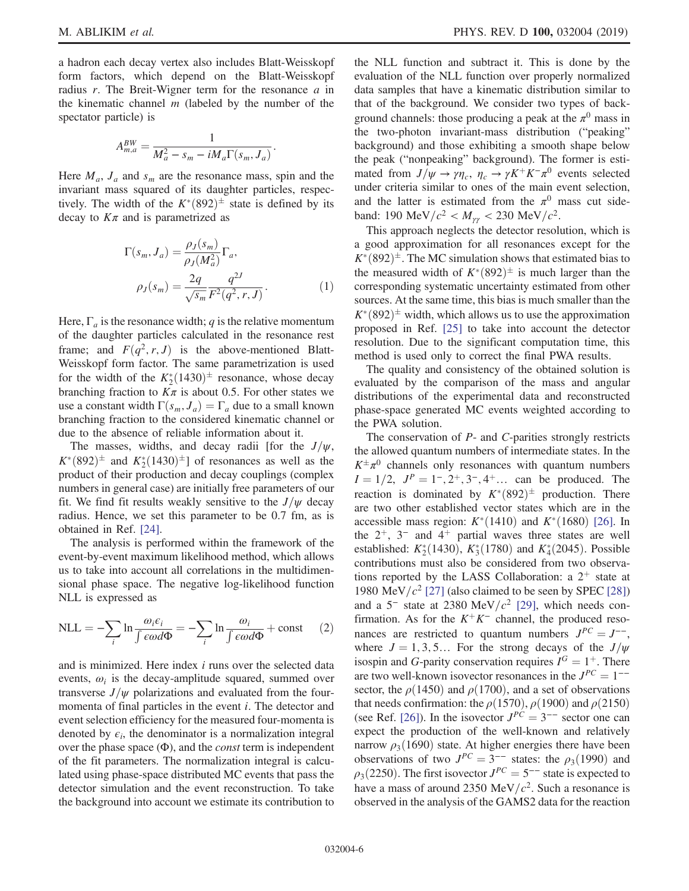a hadron each decay vertex also includes Blatt-Weisskopf form factors, which depend on the Blatt-Weisskopf radius $r$. The Breit-Wigner term for the resonance $a$ in the kinematic channel $m$ (labeled by the number of the spectator particle) is

$$A^{BW}_{m,a} = \frac{1}{M_a^2 - s_m - iM_a\Gamma(s_m, J_a)}.$$

Here $M_a$, $J_a$ and $s_m$ are the resonance mass, spin and the invariant mass squared of its daughter particles, respectively. The width of the $K^*(892)^\pm$ state is defined by its decay to $K\pi$ and is parametrized as

$$\Gamma(s_m, J_a) = \frac{\rho_J(s_m)}{\rho_J(M_a^2)}\Gamma_a,$$
$$\rho_J(s_m) = \frac{2q}{\sqrt{s_m}}\frac{q^{2J}}{F^2(q^2, r, J)}. \quad (1)$$

Here, $\Gamma_a$ is the resonance width; $q$ is the relative momentum of the daughter particles calculated in the resonance rest frame; and $F(q^2, r, J)$ is the above-mentioned Blatt-Weisskopf form factor. The same parametrization is used for the width of the $K_2^*(1430)^\pm$ resonance, whose decay branching fraction to $K\pi$ is about 0.5. For other states we use a constant width $\Gamma(s_m, J_a) = \Gamma_a$ due to a small known branching fraction to the considered kinematic channel or due to the absence of reliable information about it.

The masses, widths, and decay radii [for the $J/\psi$, $K^*(892)^\pm$ and $K_2^*(1430)^\pm$] of resonances as well as the product of their production and decay couplings (complex numbers in general case) are initially free parameters of our fit. We find fit results weakly sensitive to the $J/\psi$ decay radius. Hence, we set this parameter to be 0.7 fm, as is obtained in Ref. [24].

The analysis is performed within the framework of the event-by-event maximum likelihood method, which allows us to take into account all correlations in the multidimensional phase space. The negative log-likelihood function NLL is expressed as

$$\mathrm{NLL} = -\sum_i \ln\frac{\omega_i\epsilon_i}{\int \epsilon\omega d\Phi} = -\sum_i \ln\frac{\omega_i}{\int \epsilon\omega d\Phi} + \mathrm{const} \quad (2)$$

and is minimized. Here index $i$ runs over the selected data events, $\omega_i$ is the decay-amplitude squared, summed over transverse $J/\psi$ polarizations and evaluated from the four-momenta of final particles in the event $i$. The detector and event selection efficiency for the measured four-momenta is denoted by $\epsilon_i$, the denominator is a normalization integral over the phase space ($\Phi$), and the *const* term is independent of the fit parameters. The normalization integral is calculated using phase-space distributed MC events that pass the detector simulation and the event reconstruction. To take the background into account we estimate its contribution to the NLL function and subtract it. This is done by the evaluation of the NLL function over properly normalized data samples that have a kinematic distribution similar to that of the background. We consider two types of background channels: those producing a peak at the $\pi^0$ mass in the two-photon invariant-mass distribution ("peaking" background) and those exhibiting a smooth shape below the peak ("nonpeaking" background). The former is estimated from $J/\psi \to \gamma\eta_c$, $\eta_c \to \gamma K^+K^-\pi^0$ events selected under criteria similar to ones of the main event selection, and the latter is estimated from the $\pi^0$ mass cut sideband: 190 MeV/$c^2$ < $M_{\gamma\gamma}$ < 230 MeV/$c^2$.

This approach neglects the detector resolution, which is a good approximation for all resonances except for the $K^*(892)^\pm$. The MC simulation shows that estimated bias to the measured width of $K^*(892)^\pm$ is much larger than the corresponding systematic uncertainty estimated from other sources. At the same time, this bias is much smaller than the $K^*(892)^\pm$ width, which allows us to use the approximation proposed in Ref. [25] to take into account the detector resolution. Due to the significant computation time, this method is used only to correct the final PWA results.

The quality and consistency of the obtained solution is evaluated by the comparison of the mass and angular distributions of the experimental data and reconstructed phase-space generated MC events weighted according to the PWA solution.

The conservation of $P$- and $C$-parities strongly restricts the allowed quantum numbers of intermediate states. In the $K^\pm\pi^0$ channels only resonances with quantum numbers $I = 1/2$, $J^P = 1^-, 2^+, 3^-, 4^+ \ldots$ can be produced. The reaction is dominated by $K^*(892)^\pm$ production. There are two other established vector states which are in the accessible mass region: $K^*(1410)$ and $K^*(1680)$ [26]. In the $2^+$, $3^-$ and $4^+$ partial waves three states are well established: $K_2^*(1430)$, $K_3^*(1780)$ and $K_4^*(2045)$. Possible contributions must also be considered from two observations reported by the LASS Collaboration: a $2^+$ state at 1980 MeV/$c^2$ [27] (also claimed to be seen by SPEC [28]) and a $5^-$ state at 2380 MeV/$c^2$ [29], which needs confirmation. As for the $K^+K^-$ channel, the produced resonances are restricted to quantum numbers $J^{PC} = J^{--}$, where $J = 1, 3, 5\ldots$ For the strong decays of the $J/\psi$ isospin and $G$-parity conservation requires $I^G = 1^+$. There are two well-known isovector resonances in the $J^{PC} = 1^{--}$ sector, the $\rho(1450)$ and $\rho(1700)$, and a set of observations that needs confirmation: the $\rho(1570)$, $\rho(1900)$ and $\rho(2150)$ (see Ref. [26]). In the isovector $J^{PC} = 3^{--}$ sector one can expect the production of the well-known and relatively narrow $\rho_3(1690)$ state. At higher energies there have been observations of two $J^{PC} = 3^{--}$ states: the $\rho_3(1990)$ and $\rho_3(2250)$. The first isovector $J^{PC} = 5^{--}$ state is expected to have a mass of around 2350 MeV/$c^2$. Such a resonance is observed in the analysis of the GAMS2 data for the reaction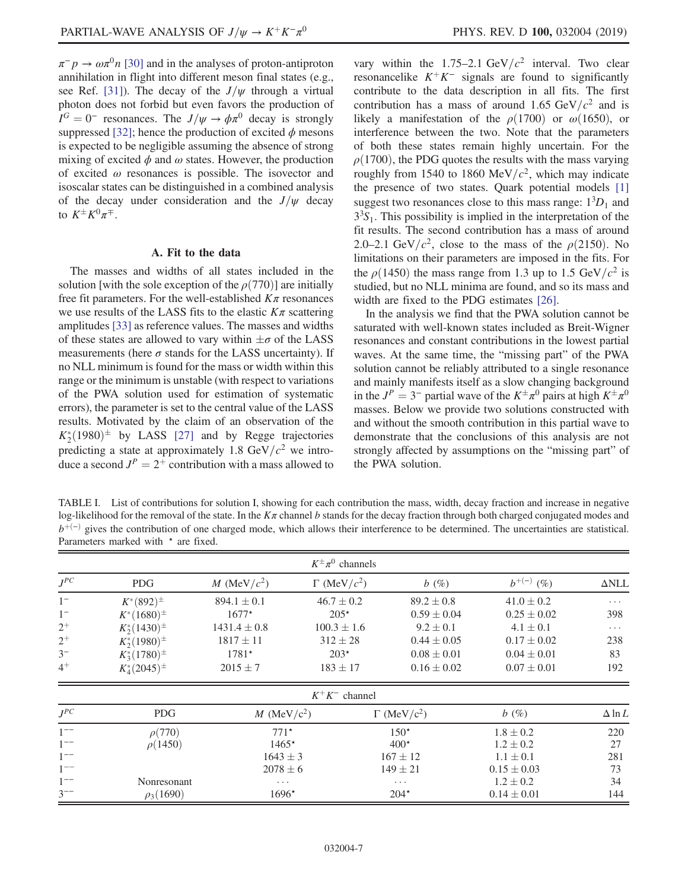$\pi^- p \to \omega\pi^0 n$ [30] and in the analyses of proton-antiproton annihilation in flight into different meson final states (e.g., see Ref. [31]). The decay of the $J/\psi$ through a virtual photon does not forbid but even favors the production of $I^G = 0^-$ resonances. The $J/\psi \to \phi\pi^0$ decay is strongly suppressed [32]; hence the production of excited $\phi$ mesons is expected to be negligible assuming the absence of strong mixing of excited $\phi$ and $\omega$ states. However, the production of excited $\omega$ resonances is possible. The isovector and isoscalar states can be distinguished in a combined analysis of the decay under consideration and the $J/\psi$ decay to $K^\pm K^0 \pi^\mp$.

### A. Fit to the data

The masses and widths of all states included in the solution [with the sole exception of the $\rho(770)$] are initially free fit parameters. For the well-established $K\pi$ resonances we use results of the LASS fits to the elastic $K\pi$ scattering amplitudes [33] as reference values. The masses and widths of these states are allowed to vary within $\pm\sigma$ of the LASS measurements (here $\sigma$ stands for the LASS uncertainty). If no NLL minimum is found for the mass or width within this range or the minimum is unstable (with respect to variations of the PWA solution used for estimation of systematic errors), the parameter is set to the central value of the LASS results. Motivated by the claim of an observation of the $K_2^*(1980)^\pm$ by LASS [27] and by Regge trajectories predicting a state at approximately 1.8 GeV/$c^2$ we introduce a second $J^P = 2^+$ contribution with a mass allowed to vary within the 1.75–2.1 GeV/$c^2$ interval. Two clear resonancelike $K^+K^-$ signals are found to significantly contribute to the data description in all fits. The first contribution has a mass of around 1.65 GeV/$c^2$ and is likely a manifestation of the $\rho(1700)$ or $\omega(1650)$, or interference between the two. Note that the parameters of both these states remain highly uncertain. For the $\rho(1700)$, the PDG quotes the results with the mass varying roughly from 1540 to 1860 MeV/$c^2$, which may indicate the presence of two states. Quark potential models [1] suggest two resonances close to this mass range: $1^3D_1$ and $3^3S_1$. This possibility is implied in the interpretation of the fit results. The second contribution has a mass of around 2.0–2.1 GeV/$c^2$, close to the mass of the $\rho(2150)$. No limitations on their parameters are imposed in the fits. For the $\rho(1450)$ the mass range from 1.3 up to 1.5 GeV/$c^2$ is studied, but no NLL minima are found, and so its mass and width are fixed to the PDG estimates [26].

In the analysis we find that the PWA solution cannot be saturated with well-known states included as Breit-Wigner resonances and constant contributions in the lowest partial waves. At the same time, the "missing part" of the PWA solution cannot be reliably attributed to a single resonance and mainly manifests itself as a slow changing background in the $J^P = 3^-$ partial wave of the $K^\pm\pi^0$ pairs at high $K^\pm\pi^0$ masses. Below we provide two solutions constructed with and without the smooth contribution in this partial wave to demonstrate that the conclusions of this analysis are not strongly affected by assumptions on the "missing part" of the PWA solution.

TABLE I. List of contributions for solution I, showing for each contribution the mass, width, decay fraction and increase in negative log-likelihood for the removal of the state. In the $K\pi$ channel $b$ stands for the decay fraction through both charged conjugated modes and $b^{+(-)}$ gives the contribution of one charged mode, which allows their interference to be determined. The uncertainties are statistical. Parameters marked with $^\star$ are fixed.

| $K^\pm\pi^0$ channels | | | | | | |
|---|---|---|---|---|---|---|
| $J^{PC}$ | PDG | $M$ (MeV/$c^2$) | $\Gamma$ (MeV/$c^2$) | $b$ (%) | $b^{+(-)}$ (%) | ΔNLL |
| $1^-$ | $K^*(892)^\pm$ | $894.1 \pm 0.1$ | $46.7 \pm 0.2$ | $89.2 \pm 0.8$ | $41.0 \pm 0.2$ | ... |
| $1^-$ | $K^*(1680)^\pm$ | $1677^\star$ | $205^\star$ | $0.59 \pm 0.04$ | $0.25 \pm 0.02$ | 398 |
| $2^+$ | $K_2^*(1430)^\pm$ | $1431.4 \pm 0.8$ | $100.3 \pm 1.6$ | $9.2 \pm 0.1$ | $4.1 \pm 0.1$ | ... |
| $2^+$ | $K_2^*(1980)^\pm$ | $1817 \pm 11$ | $312 \pm 28$ | $0.44 \pm 0.05$ | $0.17 \pm 0.02$ | 238 |
| $3^-$ | $K_3^*(1780)^\pm$ | $1781^\star$ | $203^\star$ | $0.08 \pm 0.01$ | $0.04 \pm 0.01$ | 83 |
| $4^+$ | $K_4^*(2045)^\pm$ | $2015 \pm 7$ | $183 \pm 17$ | $0.16 \pm 0.02$ | $0.07 \pm 0.01$ | 192 |

| $K^+K^-$ channel | | | | | |
|---|---|---|---|---|---|
| $J^{PC}$ | PDG | $M$ (MeV/$c^2$) | $\Gamma$ (MeV/$c^2$) | $b$ (%) | $\Delta \ln L$ |
| $1^{--}$ | $\rho(770)$ | $771^\star$ | $150^\star$ | $1.8 \pm 0.2$ | 220 |
| $1^{--}$ | $\rho(1450)$ | $1465^\star$ | $400^\star$ | $1.2 \pm 0.2$ | 27 |
| $1^{--}$ | | $1643 \pm 3$ | $167 \pm 12$ | $1.1 \pm 0.1$ | 281 |
| $1^{--}$ | | $2078 \pm 6$ | $149 \pm 21$ | $0.15 \pm 0.03$ | 73 |
| $1^{--}$ | Nonresonant | ... | ... | $1.2 \pm 0.2$ | 34 |
| $3^{--}$ | $\rho_3(1690)$ | $1696^\star$ | $204^\star$ | $0.14 \pm 0.01$ | 144 |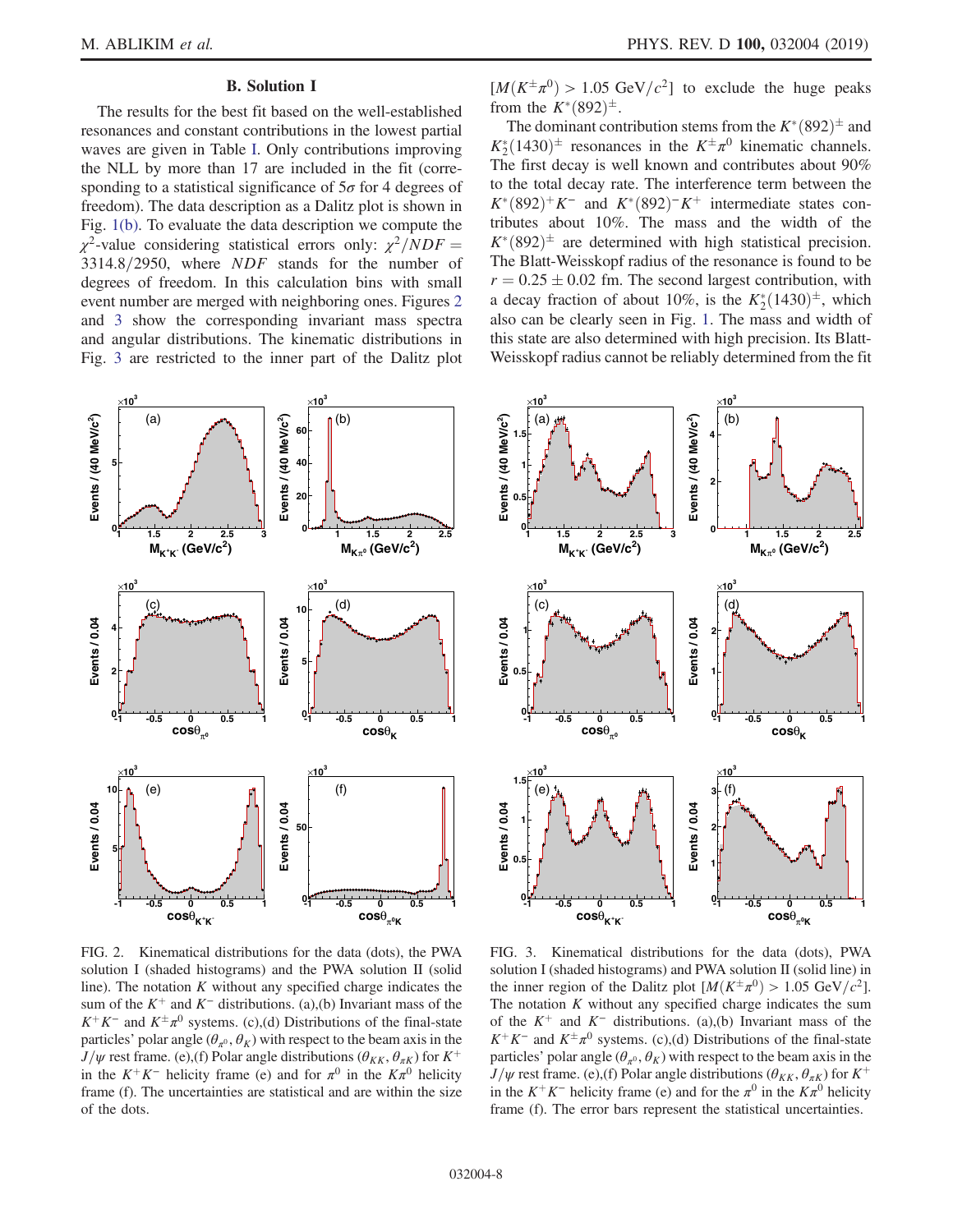## B. Solution I

The results for the best fit based on the well-established resonances and constant contributions in the lowest partial waves are given in Table I. Only contributions improving the NLL by more than 17 are included in the fit (corresponding to a statistical significance of $5\sigma$ for 4 degrees of freedom). The data description as a Dalitz plot is shown in Fig. 1(b). To evaluate the data description we compute the $\chi^2$-value considering statistical errors only: $\chi^2/NDF = 3314.8/2950$, where $NDF$ stands for the number of degrees of freedom. In this calculation bins with small event number are merged with neighboring ones. Figures 2 and 3 show the corresponding invariant mass spectra and angular distributions. The kinematic distributions in Fig. 3 are restricted to the inner part of the Dalitz plot [$M(K^{\pm}\pi^0) > 1.05\ \mathrm{GeV}/c^2$] to exclude the huge peaks from the $K^*(892)^{\pm}$.

The dominant contribution stems from the $K^*(892)^{\pm}$ and $K_2^*(1430)^{\pm}$ resonances in the $K^{\pm}\pi^0$ kinematic channels. The first decay is well known and contributes about 90% to the total decay rate. The interference term between the $K^*(892)^+K^-$ and $K^*(892)^-K^+$ intermediate states contributes about 10%. The mass and the width of the $K^*(892)^{\pm}$ are determined with high statistical precision. The Blatt-Weisskopf radius of the resonance is found to be $r = 0.25 \pm 0.02$ fm. The second largest contribution, with a decay fraction of about 10%, is the $K_2^*(1430)^{\pm}$, which also can be clearly seen in Fig. 1. The mass and width of this state are also determined with high precision. Its Blatt-Weisskopf radius cannot be reliably determined from the fit

FIG. 2. Kinematical distributions for the data (dots), the PWA solution I (shaded histograms) and the PWA solution II (solid line). The notation $K$ without any specified charge indicates the sum of the $K^+$ and $K^-$ distributions. (a),(b) Invariant mass of the $K^+K^-$ and $K^{\pm}\pi^0$ systems. (c),(d) Distributions of the final-state particles' polar angle ($\theta_{\pi^0}, \theta_K$) with respect to the beam axis in the $J/\psi$ rest frame. (e),(f) Polar angle distributions ($\theta_{KK}, \theta_{\pi K}$) for $K^+$ in the $K^+K^-$ helicity frame (e) and for $\pi^0$ in the $K\pi^0$ helicity frame (f). The uncertainties are statistical and are within the size of the dots.

FIG. 3. Kinematical distributions for the data (dots), PWA solution I (shaded histograms) and PWA solution II (solid line) in the inner region of the Dalitz plot [$M(K^{\pm}\pi^0) > 1.05\ \mathrm{GeV}/c^2$]. The notation $K$ without any specified charge indicates the sum of the $K^+$ and $K^-$ distributions. (a),(b) Invariant mass of the $K^+K^-$ and $K^{\pm}\pi^0$ systems. (c),(d) Distributions of the final-state particles' polar angle ($\theta_{\pi^0}, \theta_K$) with respect to the beam axis in the $J/\psi$ rest frame. (e),(f) Polar angle distributions ($\theta_{KK}, \theta_{\pi K}$) for $K^+$ in the $K^+K^-$ helicity frame (e) and for the $\pi^0$ in the $K\pi^0$ helicity frame (f). The error bars represent the statistical uncertainties.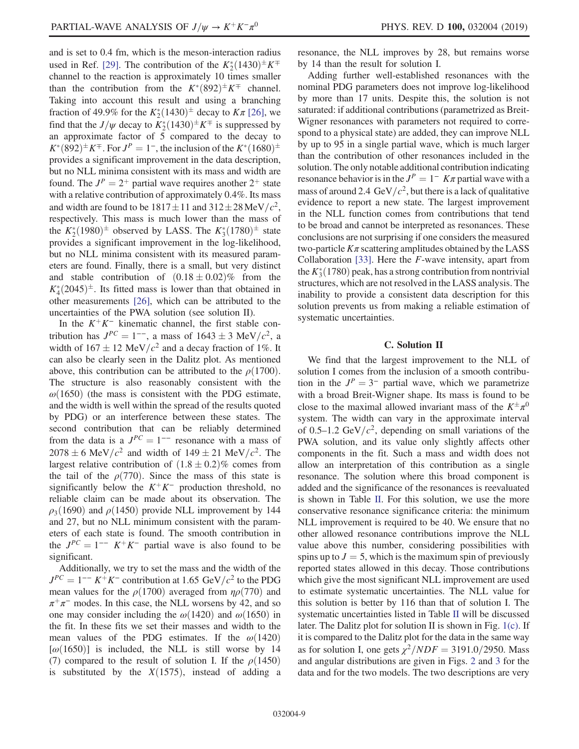and is set to 0.4 fm, which is the meson-interaction radius used in Ref. [29]. The contribution of the $K_2^*(1430)^\pm K^\mp$ channel to the reaction is approximately 10 times smaller than the contribution from the $K^*(892)^\pm K^\mp$ channel. Taking into account this result and using a branching fraction of 49.9% for the $K_2^*(1430)^\pm$ decay to $K\pi$ [26], we find that the $J/\psi$ decay to $K_2^*(1430)^\pm K^\mp$ is suppressed by an approximate factor of 5 compared to the decay to $K^*(892)^\pm K^\mp$. For $J^P = 1^-$, the inclusion of the $K^*(1680)^\pm$ provides a significant improvement in the data description, but no NLL minima consistent with its mass and width are found. The $J^P = 2^+$ partial wave requires another $2^+$ state with a relative contribution of approximately 0.4%. Its mass and width are found to be $1817 \pm 11$ and $312 \pm 28\ \mathrm{MeV}/c^2$, respectively. This mass is much lower than the mass of the $K_2^*(1980)^\pm$ observed by LASS. The $K_3^*(1780)^\pm$ state provides a significant improvement in the log-likelihood, but no NLL minima consistent with its measured parameters are found. Finally, there is a small, but very distinct and stable contribution of $(0.18 \pm 0.02)\%$ from the $K_4^*(2045)^\pm$. Its fitted mass is lower than that obtained in other measurements [26], which can be attributed to the uncertainties of the PWA solution (see solution II).

In the $K^+K^-$ kinematic channel, the first stable contribution has $J^{PC} = 1^{--}$, a mass of $1643 \pm 3\ \mathrm{MeV}/c^2$, a width of $167 \pm 12\ \mathrm{MeV}/c^2$ and a decay fraction of 1%. It can also be clearly seen in the Dalitz plot. As mentioned above, this contribution can be attributed to the $\rho(1700)$. The structure is also reasonably consistent with the $\omega(1650)$ (the mass is consistent with the PDG estimate, and the width is well within the spread of the results quoted by PDG) or an interference between these states. The second contribution that can be reliably determined from the data is a $J^{PC} = 1^{--}$ resonance with a mass of $2078 \pm 6\ \mathrm{MeV}/c^2$ and width of $149 \pm 21\ \mathrm{MeV}/c^2$. The largest relative contribution of $(1.8 \pm 0.2)\%$ comes from the tail of the $\rho(770)$. Since the mass of this state is significantly below the $K^+K^-$ production threshold, no reliable claim can be made about its observation. The $\rho_3(1690)$ and $\rho(1450)$ provide NLL improvement by 144 and 27, but no NLL minimum consistent with the parameters of each state is found. The smooth contribution in the $J^{PC} = 1^{--}$ $K^+K^-$ partial wave is also found to be significant.

Additionally, we try to set the mass and the width of the $J^{PC} = 1^{--}$ $K^+K^-$ contribution at $1.65\ \mathrm{GeV}/c^2$ to the PDG mean values for the $\rho(1700)$ averaged from $\eta\rho(770)$ and $\pi^+\pi^-$ modes. In this case, the NLL worsens by 42, and so one may consider including the $\omega(1420)$ and $\omega(1650)$ in the fit. In these fits we set their masses and width to the mean values of the PDG estimates. If the $\omega(1420)$ [$\omega(1650)$] is included, the NLL is still worse by 14 (7) compared to the result of solution I. If the $\rho(1450)$ is substituted by the $X(1575)$, instead of adding a resonance, the NLL improves by 28, but remains worse by 14 than the result for solution I.

Adding further well-established resonances with the nominal PDG parameters does not improve log-likelihood by more than 17 units. Despite this, the solution is not saturated: if additional contributions (parametrized as Breit-Wigner resonances with parameters not required to correspond to a physical state) are added, they can improve NLL by up to 95 in a single partial wave, which is much larger than the contribution of other resonances included in the solution. The only notable additional contribution indicating resonance behavior is in the $J^P = 1^-$ $K\pi$ partial wave with a mass of around $2.4\ \mathrm{GeV}/c^2$, but there is a lack of qualitative evidence to report a new state. The largest improvement in the NLL function comes from contributions that tend to be broad and cannot be interpreted as resonances. These conclusions are not surprising if one considers the measured two-particle $K\pi$ scattering amplitudes obtained by the LASS Collaboration [33]. Here the $F$-wave intensity, apart from the $K_3^*(1780)$ peak, has a strong contribution from nontrivial structures, which are not resolved in the LASS analysis. The inability to provide a consistent data description for this solution prevents us from making a reliable estimation of systematic uncertainties.

### C. Solution II

We find that the largest improvement to the NLL of solution I comes from the inclusion of a smooth contribution in the $J^P = 3^-$ partial wave, which we parametrize with a broad Breit-Wigner shape. Its mass is found to be close to the maximal allowed invariant mass of the $K^\pm\pi^0$ system. The width can vary in the approximate interval of 0.5–1.2 $\mathrm{GeV}/c^2$, depending on small variations of the PWA solution, and its value only slightly affects other components in the fit. Such a mass and width does not allow an interpretation of this contribution as a single resonance. The solution where this broad component is added and the significance of the resonances is reevaluated is shown in Table II. For this solution, we use the more conservative resonance significance criteria: the minimum NLL improvement is required to be 40. We ensure that no other allowed resonance contributions improve the NLL value above this number, considering possibilities with spins up to $J = 5$, which is the maximum spin of previously reported states allowed in this decay. Those contributions which give the most significant NLL improvement are used to estimate systematic uncertainties. The NLL value for this solution is better by 116 than that of solution I. The systematic uncertainties listed in Table II will be discussed later. The Dalitz plot for solution II is shown in Fig. 1(c). If it is compared to the Dalitz plot for the data in the same way as for solution I, one gets $\chi^2/NDF = 3191.0/2950$. Mass and angular distributions are given in Figs. 2 and 3 for the data and for the two models. The two descriptions are very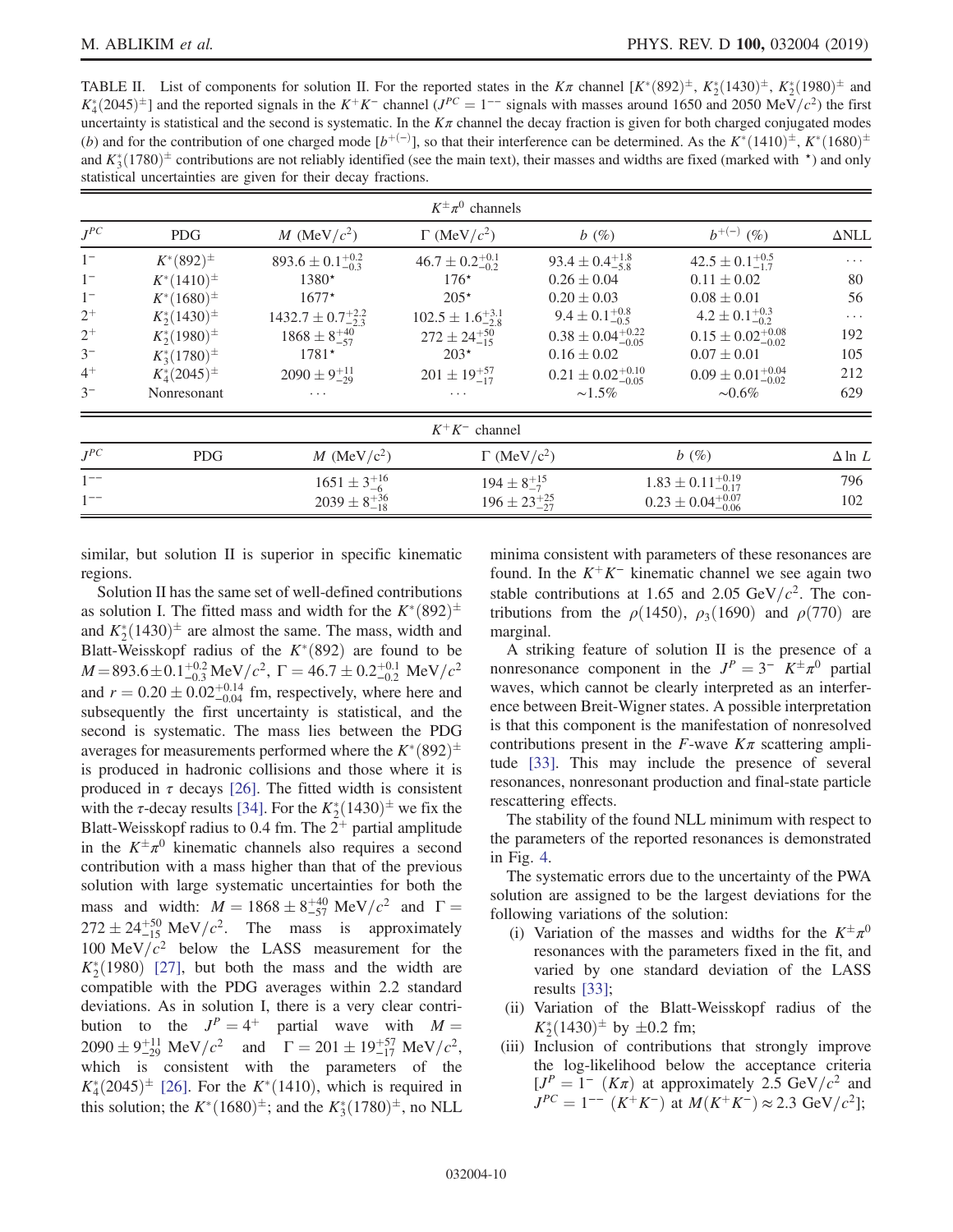TABLE II. List of components for solution II. For the reported states in the $K\pi$ channel [$K^*(892)^\pm$, $K_2^*(1430)^\pm$, $K_2^*(1980)^\pm$ and $K_4^*(2045)^\pm$] and the reported signals in the $K^+K^-$ channel ($J^{PC} = 1^{--}$ signals with masses around 1650 and 2050 MeV/$c^2$) the first uncertainty is statistical and the second is systematic. In the $K\pi$ channel the decay fraction is given for both charged conjugated modes ($b$) and for the contribution of one charged mode [$b^{+(-)}$], so that their interference can be determined. As the $K^*(1410)^\pm$, $K^*(1680)^\pm$ and $K_3^*(1780)^\pm$ contributions are not reliably identified (see the main text), their masses and widths are fixed (marked with ⋆) and only statistical uncertainties are given for their decay fractions.

| $K^\pm\pi^0$ channels | | | | | | |
|---|---|---|---|---|---|---|
| $J^{PC}$ | PDG | $M$ (MeV/$c^2$) | $\Gamma$ (MeV/$c^2$) | $b$ (%) | $b^{+(-)}$ (%) | ΔNLL |
| $1^-$ | $K^*(892)^\pm$ | $893.6 \pm 0.1^{+0.2}_{-0.3}$ | $46.7 \pm 0.2^{+0.1}_{-0.2}$ | $93.4 \pm 0.4^{+1.8}_{-5.8}$ | $42.5 \pm 0.1^{+0.5}_{-1.7}$ | ⋯ |
| $1^-$ | $K^*(1410)^\pm$ | 1380⋆ | 176⋆ | $0.26 \pm 0.04$ | $0.11 \pm 0.02$ | 80 |
| $1^-$ | $K^*(1680)^\pm$ | 1677⋆ | 205⋆ | $0.20 \pm 0.03$ | $0.08 \pm 0.01$ | 56 |
| $2^+$ | $K_2^*(1430)^\pm$ | $1432.7 \pm 0.7^{+2.2}_{-2.3}$ | $102.5 \pm 1.6^{+3.1}_{-2.8}$ | $9.4 \pm 0.1^{+0.8}_{-0.5}$ | $4.2 \pm 0.1^{+0.3}_{-0.2}$ | ⋯ |
| $2^+$ | $K_2^*(1980)^\pm$ | $1868 \pm 8^{+40}_{-57}$ | $272 \pm 24^{+50}_{-15}$ | $0.38 \pm 0.04^{+0.22}_{-0.05}$ | $0.15 \pm 0.02^{+0.08}_{-0.02}$ | 192 |
| $3^-$ | $K_3^*(1780)^\pm$ | 1781⋆ | 203⋆ | $0.16 \pm 0.02$ | $0.07 \pm 0.01$ | 105 |
| $4^+$ | $K_4^*(2045)^\pm$ | $2090 \pm 9^{+11}_{-29}$ | $201 \pm 19^{+57}_{-17}$ | $0.21 \pm 0.02^{+0.10}_{-0.05}$ | $0.09 \pm 0.01^{+0.04}_{-0.02}$ | 212 |
| $3^-$ | Nonresonant | ⋯ | ⋯ | ∼1.5% | ∼0.6% | 629 |

| $K^+K^-$ channel | | | | | |
|---|---|---|---|---|---|
| $J^{PC}$ | PDG | $M$ (MeV/$c^2$) | $\Gamma$ (MeV/$c^2$) | $b$ (%) | $\Delta \ln L$ |
| $1^{--}$ | | $1651 \pm 3^{+16}_{-6}$ | $194 \pm 8^{+15}_{-7}$ | $1.83 \pm 0.11^{+0.19}_{-0.17}$ | 796 |
| $1^{--}$ | | $2039 \pm 8^{+36}_{-18}$ | $196 \pm 23^{+25}_{-27}$ | $0.23 \pm 0.04^{+0.07}_{-0.06}$ | 102 |

similar, but solution II is superior in specific kinematic regions.

Solution II has the same set of well-defined contributions as solution I. The fitted mass and width for the $K^*(892)^\pm$ and $K_2^*(1430)^\pm$ are almost the same. The mass, width and Blatt-Weisskopf radius of the $K^*(892)$ are found to be $M = 893.6 \pm 0.1^{+0.2}_{-0.3}$ MeV/$c^2$, $\Gamma = 46.7 \pm 0.2^{+0.1}_{-0.2}$ MeV/$c^2$ and $r = 0.20 \pm 0.02^{+0.14}_{-0.04}$ fm, respectively, where here and subsequently the first uncertainty is statistical, and the second is systematic. The mass lies between the PDG averages for measurements performed where the $K^*(892)^\pm$ is produced in hadronic collisions and those where it is produced in $\tau$ decays [26]. The fitted width is consistent with the $\tau$-decay results [34]. For the $K_2^*(1430)^\pm$ we fix the Blatt-Weisskopf radius to 0.4 fm. The $2^+$ partial amplitude in the $K^\pm\pi^0$ kinematic channels also requires a second contribution with a mass higher than that of the previous solution with large systematic uncertainties for both the mass and width: $M = 1868 \pm 8^{+40}_{-57}$ MeV/$c^2$ and $\Gamma = 272 \pm 24^{+50}_{-15}$ MeV/$c^2$. The mass is approximately 100 MeV/$c^2$ below the LASS measurement for the $K_2^*(1980)$ [27], but both the mass and the width are compatible with the PDG averages within 2.2 standard deviations. As in solution I, there is a very clear contribution to the $J^P = 4^+$ partial wave with $M = 2090 \pm 9^{+11}_{-29}$ MeV/$c^2$ and $\Gamma = 201 \pm 19^{+57}_{-17}$ MeV/$c^2$, which is consistent with the parameters of the $K_4^*(2045)^\pm$ [26]. For the $K^*(1410)$, which is required in this solution; the $K^*(1680)^\pm$; and the $K_3^*(1780)^\pm$, no NLL minima consistent with parameters of these resonances are found. In the $K^+K^-$ kinematic channel we see again two stable contributions at 1.65 and 2.05 GeV/$c^2$. The contributions from the $\rho(1450)$, $\rho_3(1690)$ and $\rho(770)$ are marginal.

A striking feature of solution II is the presence of a nonresonance component in the $J^P = 3^-$ $K^\pm\pi^0$ partial waves, which cannot be clearly interpreted as an interference between Breit-Wigner states. A possible interpretation is that this component is the manifestation of nonresolved contributions present in the $F$-wave $K\pi$ scattering amplitude [33]. This may include the presence of several resonances, nonresonant production and final-state particle rescattering effects.

The stability of the found NLL minimum with respect to the parameters of the reported resonances is demonstrated in Fig. 4.

The systematic errors due to the uncertainty of the PWA solution are assigned to be the largest deviations for the following variations of the solution:

(i) Variation of the masses and widths for the $K^\pm\pi^0$ resonances with the parameters fixed in the fit, and varied by one standard deviation of the LASS results [33];

(ii) Variation of the Blatt-Weisskopf radius of the $K_2^*(1430)^\pm$ by ±0.2 fm;

(iii) Inclusion of contributions that strongly improve the log-likelihood below the acceptance criteria [$J^P = 1^-$ ($K\pi$) at approximately 2.5 GeV/$c^2$ and $J^{PC} = 1^{--}$ ($K^+K^-$) at $M(K^+K^-) \approx 2.3$ GeV/$c^2$];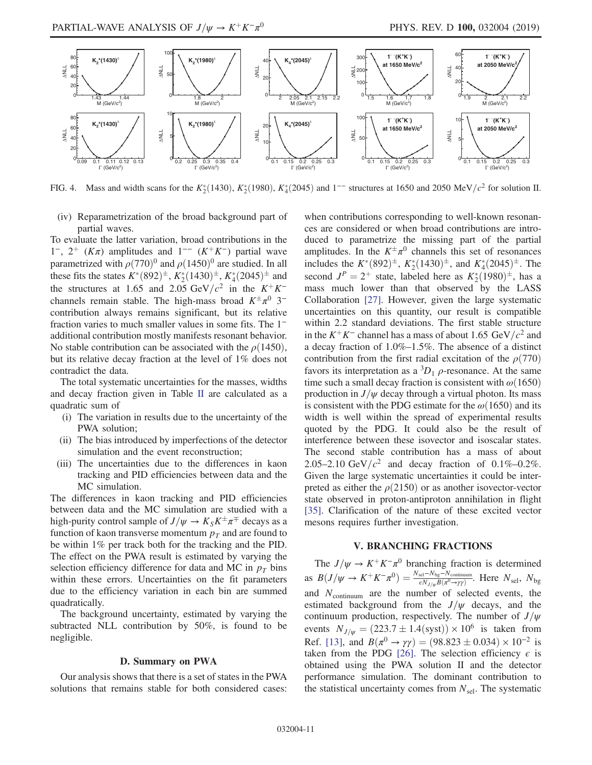FIG. 4. Mass and width scans for the $K_2^*(1430)$, $K_2^*(1980)$, $K_4^*(2045)$ and $1^{--}$ structures at 1650 and 2050 MeV/$c^2$ for solution II.

(iv) Reparametrization of the broad background part of partial waves.

To evaluate the latter variation, broad contributions in the $1^-$, $2^+$ $(K\pi)$ amplitudes and $1^{--}$ $(K^+K^-)$ partial wave parametrized with $\rho(770)^0$ and $\rho(1450)^0$ are studied. In all these fits the states $K^*(892)^\pm$, $K_2^*(1430)^\pm$, $K_4^*(2045)^\pm$ and the structures at 1.65 and 2.05 GeV/$c^2$ in the $K^+K^-$ channels remain stable. The high-mass broad $K^\pm\pi^0$ $3^-$ contribution always remains significant, but its relative fraction varies to much smaller values in some fits. The $1^-$ additional contribution mostly manifests resonant behavior. No stable contribution can be associated with the $\rho(1450)$, but its relative decay fraction at the level of 1% does not contradict the data.

The total systematic uncertainties for the masses, widths and decay fraction given in Table II are calculated as a quadratic sum of

(i) The variation in results due to the uncertainty of the PWA solution;
(ii) The bias introduced by imperfections of the detector simulation and the event reconstruction;
(iii) The uncertainties due to the differences in kaon tracking and PID efficiencies between data and the MC simulation.

The differences in kaon tracking and PID efficiencies between data and the MC simulation are studied with a high-purity control sample of $J/\psi \to K_S K^\pm \pi^\mp$ decays as a function of kaon transverse momentum $p_T$ and are found to be within 1% per track both for the tracking and the PID. The effect on the PWA result is estimated by varying the selection efficiency difference for data and MC in $p_T$ bins within these errors. Uncertainties on the fit parameters due to the efficiency variation in each bin are summed quadratically.

The background uncertainty, estimated by varying the subtracted NLL contribution by 50%, is found to be negligible.

### D. Summary on PWA

Our analysis shows that there is a set of states in the PWA solutions that remains stable for both considered cases: when contributions corresponding to well-known resonances are considered or when broad contributions are introduced to parametrize the missing part of the partial amplitudes. In the $K^\pm\pi^0$ channels this set of resonances includes the $K^*(892)^\pm$, $K_2^*(1430)^\pm$, and $K_4^*(2045)^\pm$. The second $J^P = 2^+$ state, labeled here as $K_2^*(1980)^\pm$, has a mass much lower than that observed by the LASS Collaboration [27]. However, given the large systematic uncertainties on this quantity, our result is compatible within 2.2 standard deviations. The first stable structure in the $K^+K^-$ channel has a mass of about 1.65 GeV/$c^2$ and a decay fraction of 1.0%–1.5%. The absence of a distinct contribution from the first radial excitation of the $\rho(770)$ favors its interpretation as a ${}^3D_1$ $\rho$-resonance. At the same time such a small decay fraction is consistent with $\omega(1650)$ production in $J/\psi$ decay through a virtual photon. Its mass is consistent with the PDG estimate for the $\omega(1650)$ and its width is well within the spread of experimental results quoted by the PDG. It could also be the result of interference between these isovector and isoscalar states. The second stable contribution has a mass of about 2.05–2.10 GeV/$c^2$ and decay fraction of 0.1%–0.2%. Given the large systematic uncertainties it could be interpreted as either the $\rho(2150)$ or as another isovector-vector state observed in proton-antiproton annihilation in flight [35]. Clarification of the nature of these excited vector mesons requires further investigation.

## V. BRANCHING FRACTIONS

The $J/\psi \to K^+K^-\pi^0$ branching fraction is determined as $B(J/\psi \to K^+K^-\pi^0) = \frac{N_{\mathrm{sel}} - N_{\mathrm{bg}} - N_{\mathrm{continuum}}}{\epsilon N_{J/\psi} B(\pi^0 \to \gamma\gamma)}$. Here $N_{\mathrm{sel}}$, $N_{\mathrm{bg}}$ and $N_{\mathrm{continuum}}$ are the number of selected events, the estimated background from the $J/\psi$ decays, and the continuum production, respectively. The number of $J/\psi$ events $N_{J/\psi} = (223.7 \pm 1.4(\mathrm{syst})) \times 10^6$ is taken from Ref. [13], and $B(\pi^0 \to \gamma\gamma) = (98.823 \pm 0.034) \times 10^{-2}$ is taken from the PDG [26]. The selection efficiency $\epsilon$ is obtained using the PWA solution II and the detector performance simulation. The dominant contribution to the statistical uncertainty comes from $N_{\mathrm{sel}}$. The systematic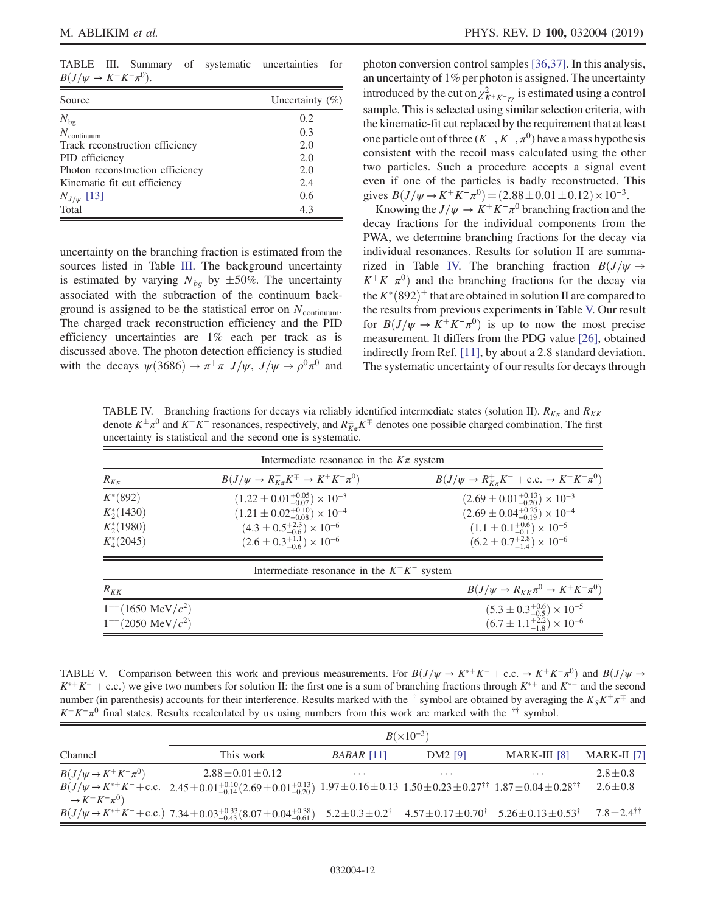TABLE III. Summary of systematic uncertainties for $B(J/\psi \to K^+K^-\pi^0)$.

| Source | Uncertainty (%) |
|---|---|
| $N_{\mathrm{bg}}$ | 0.2 |
| $N_{\mathrm{continuum}}$ | 0.3 |
| Track reconstruction efficiency | 2.0 |
| PID efficiency | 2.0 |
| Photon reconstruction efficiency | 2.0 |
| Kinematic fit cut efficiency | 2.4 |
| $N_{J/\psi}$ [13] | 0.6 |
| Total | 4.3 |

uncertainty on the branching fraction is estimated from the sources listed in Table III. The background uncertainty is estimated by varying $N_{bg}$ by $\pm 50\%$. The uncertainty associated with the subtraction of the continuum background is assigned to be the statistical error on $N_{\mathrm{continuum}}$. The charged track reconstruction efficiency and the PID efficiency uncertainties are 1% each per track as is discussed above. The photon detection efficiency is studied with the decays $\psi(3686) \to \pi^+\pi^- J/\psi$, $J/\psi \to \rho^0\pi^0$ and photon conversion control samples [36,37]. In this analysis, an uncertainty of 1% per photon is assigned. The uncertainty introduced by the cut on $\chi^2_{K^+K^-\gamma\gamma}$ is estimated using a control sample. This is selected using similar selection criteria, with the kinematic-fit cut replaced by the requirement that at least one particle out of three ($K^+$, $K^-$, $\pi^0$) have a mass hypothesis consistent with the recoil mass calculated using the other two particles. Such a procedure accepts a signal event even if one of the particles is badly reconstructed. This gives $B(J/\psi \to K^+K^-\pi^0) = (2.88 \pm 0.01 \pm 0.12) \times 10^{-3}$.

Knowing the $J/\psi \to K^+K^-\pi^0$ branching fraction and the decay fractions for the individual components from the PWA, we determine branching fractions for the decay via individual resonances. Results for solution II are summarized in Table IV. The branching fraction $B(J/\psi \to K^+K^-\pi^0)$ and the branching fractions for the decay via the $K^*(892)^\pm$ that are obtained in solution II are compared to the results from previous experiments in Table V. Our result for $B(J/\psi \to K^+K^-\pi^0)$ is up to now the most precise measurement. It differs from the PDG value [26], obtained indirectly from Ref. [11], by about a 2.8 standard deviation. The systematic uncertainty of our results for decays through

TABLE IV. Branching fractions for decays via reliably identified intermediate states (solution II). $R_{K\pi}$ and $R_{KK}$ denote $K^\pm\pi^0$ and $K^+K^-$ resonances, respectively, and $R^\pm_{K\pi}K^\mp$ denotes one possible charged combination. The first uncertainty is statistical and the second one is systematic.

| Intermediate resonance in the $K\pi$ system | | |
|---|---|---|
| $R_{K\pi}$ | $B(J/\psi \to R^\pm_{K\pi}K^\mp \to K^+K^-\pi^0)$ | $B(J/\psi \to R^+_{K\pi}K^- + \mathrm{c.c.} \to K^+K^-\pi^0)$ |
| $K^*(892)$ | $(1.22 \pm 0.01^{+0.05}_{-0.07}) \times 10^{-3}$ | $(2.69 \pm 0.01^{+0.13}_{-0.20}) \times 10^{-3}$ |
| $K^*_2(1430)$ | $(1.21 \pm 0.02^{+0.10}_{-0.08}) \times 10^{-4}$ | $(2.69 \pm 0.04^{+0.25}_{-0.19}) \times 10^{-4}$ |
| $K^*_2(1980)$ | $(4.3 \pm 0.5^{+2.3}_{-0.6}) \times 10^{-6}$ | $(1.1 \pm 0.1^{+0.6}_{-0.1}) \times 10^{-5}$ |
| $K^*_4(2045)$ | $(2.6 \pm 0.3^{+1.1}_{-0.6}) \times 10^{-6}$ | $(6.2 \pm 0.7^{+2.8}_{-1.4}) \times 10^{-6}$ |
| **Intermediate resonance in the $K^+K^-$ system** | | |
| $R_{KK}$ | | $B(J/\psi \to R_{KK}\pi^0 \to K^+K^-\pi^0)$ |
| $1^{--}(1650\ \mathrm{MeV}/c^2)$ | | $(5.3 \pm 0.3^{+0.6}_{-0.5}) \times 10^{-5}$ |
| $1^{--}(2050\ \mathrm{MeV}/c^2)$ | | $(6.7 \pm 1.1^{+2.2}_{-1.8}) \times 10^{-6}$ |

TABLE V. Comparison between this work and previous measurements. For $B(J/\psi \to K^{*+}K^- + \mathrm{c.c.} \to K^+K^-\pi^0)$ and $B(J/\psi \to K^{*+}K^- + \mathrm{c.c.})$ we give two numbers for solution II: the first one is a sum of branching fractions through $K^{*+}$ and $K^{*-}$ and the second number (in parenthesis) accounts for their interference. Results marked with the † symbol are obtained by averaging the $K_S K^\pm\pi^\mp$ and $K^+K^-\pi^0$ final states. Results recalculated by us using numbers from this work are marked with the †† symbol.

| | $B(\times 10^{-3})$ | | | | |
|---|---|---|---|---|---|
| Channel | This work | *BABAR* [11] | DM2 [9] | MARK-III [8] | MARK-II [7] |
| $B(J/\psi \to K^+K^-\pi^0)$ | $2.88 \pm 0.01 \pm 0.12$ | ... | ... | ... | $2.8 \pm 0.8$ |
| $B(J/\psi \to K^{*+}K^- + \mathrm{c.c.} \to K^+K^-\pi^0)$ | $2.45 \pm 0.01^{+0.10}_{-0.14}(2.69 \pm 0.01^{+0.13}_{-0.20})$ | $1.97 \pm 0.16 \pm 0.13$ | $1.50 \pm 0.23 \pm 0.27^{††}$ | $1.87 \pm 0.04 \pm 0.28^{††}$ | $2.6 \pm 0.8$ |
| $B(J/\psi \to K^{*+}K^- + \mathrm{c.c.})$ | $7.34 \pm 0.03^{+0.33}_{-0.43}(8.07 \pm 0.04^{+0.38}_{-0.61})$ | $5.2 \pm 0.3 \pm 0.2^{†}$ | $4.57 \pm 0.17 \pm 0.70^{†}$ | $5.26 \pm 0.13 \pm 0.53^{†}$ | $7.8 \pm 2.4^{††}$ |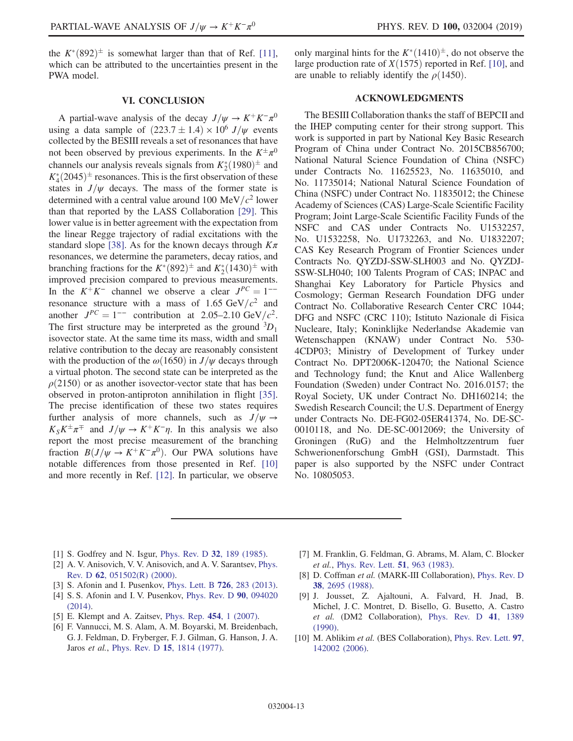the $K^*(892)^\pm$ is somewhat larger than that of Ref. [11], which can be attributed to the uncertainties present in the PWA model.

## VI. CONCLUSION

A partial-wave analysis of the decay $J/\psi \to K^+K^-\pi^0$ using a data sample of $(223.7 \pm 1.4) \times 10^6$ $J/\psi$ events collected by the BESIII reveals a set of resonances that have not been observed by previous experiments. In the $K^\pm\pi^0$ channels our analysis reveals signals from $K_2^*(1980)^\pm$ and $K_4^*(2045)^\pm$ resonances. This is the first observation of these states in $J/\psi$ decays. The mass of the former state is determined with a central value around 100 MeV$/c^2$ lower than that reported by the LASS Collaboration [29]. This lower value is in better agreement with the expectation from the linear Regge trajectory of radial excitations with the standard slope [38]. As for the known decays through $K\pi$ resonances, we determine the parameters, decay ratios, and branching fractions for the $K^*(892)^\pm$ and $K_2^*(1430)^\pm$ with improved precision compared to previous measurements. In the $K^+K^-$ channel we observe a clear $J^{PC} = 1^{--}$ resonance structure with a mass of 1.65 GeV$/c^2$ and another $J^{PC} = 1^{--}$ contribution at 2.05–2.10 GeV$/c^2$. The first structure may be interpreted as the ground $^3D_1$ isovector state. At the same time its mass, width and small relative contribution to the decay are reasonably consistent with the production of the $\omega(1650)$ in $J/\psi$ decays through a virtual photon. The second state can be interpreted as the $\rho(2150)$ or as another isovector-vector state that has been observed in proton-antiproton annihilation in flight [35]. The precise identification of these two states requires further analysis of more channels, such as $J/\psi \to K_SK^\pm\pi^\mp$ and $J/\psi \to K^+K^-\eta$. In this analysis we also report the most precise measurement of the branching fraction $B(J/\psi \to K^+K^-\pi^0)$. Our PWA solutions have notable differences from those presented in Ref. [10] and more recently in Ref. [12]. In particular, we observe only marginal hints for the $K^*(1410)^\pm$, do not observe the large production rate of $X(1575)$ reported in Ref. [10], and are unable to reliably identify the $\rho(1450)$.

## ACKNOWLEDGMENTS

The BESIII Collaboration thanks the staff of BEPCII and the IHEP computing center for their strong support. This work is supported in part by National Key Basic Research Program of China under Contract No. 2015CB856700; National Natural Science Foundation of China (NSFC) under Contracts No. 11625523, No. 11635010, and No. 11735014; National Natural Science Foundation of China (NSFC) under Contract No. 11835012; the Chinese Academy of Sciences (CAS) Large-Scale Scientific Facility Program; Joint Large-Scale Scientific Facility Funds of the NSFC and CAS under Contracts No. U1532257, No. U1532258, No. U1732263, and No. U1832207; CAS Key Research Program of Frontier Sciences under Contracts No. QYZDJ-SSW-SLH003 and No. QYZDJ-SSW-SLH040; 100 Talents Program of CAS; INPAC and Shanghai Key Laboratory for Particle Physics and Cosmology; German Research Foundation DFG under Contract No. Collaborative Research Center CRC 1044; DFG and NSFC (CRC 110); Istituto Nazionale di Fisica Nucleare, Italy; Koninklijke Nederlandse Akademie van Wetenschappen (KNAW) under Contract No. 530-4CDP03; Ministry of Development of Turkey under Contract No. DPT2006K-120470; the National Science and Technology fund; the Knut and Alice Wallenberg Foundation (Sweden) under Contract No. 2016.0157; the Royal Society, UK under Contract No. DH160214; the Swedish Research Council; the U.S. Department of Energy under Contracts No. DE-FG02-05ER41374, No. DE-SC-0010118, and No. DE-SC-0012069; the University of Groningen (RuG) and the Helmholtzzentrum fuer Schwerionenforschung GmbH (GSI), Darmstadt. This paper is also supported by the NSFC under Contract No. 10805053.

---

[1] S. Godfrey and N. Isgur, Phys. Rev. D **32**, 189 (1985).
[2] A. V. Anisovich, V. V. Anisovich, and A. V. Sarantsev, Phys. Rev. D **62**, 051502(R) (2000).
[3] S. Afonin and I. Pusenkov, Phys. Lett. B **726**, 283 (2013).
[4] S. S. Afonin and I. V. Pusenkov, Phys. Rev. D **90**, 094020 (2014).
[5] E. Klempt and A. Zaitsev, Phys. Rep. **454**, 1 (2007).
[6] F. Vannucci, M. S. Alam, A. M. Boyarski, M. Breidenbach, G. J. Feldman, D. Fryberger, F. J. Gilman, G. Hanson, J. A. Jaros *et al.*, Phys. Rev. D **15**, 1814 (1977).
[7] M. Franklin, G. Feldman, G. Abrams, M. Alam, C. Blocker *et al.*, Phys. Rev. Lett. **51**, 963 (1983).
[8] D. Coffman *et al.* (MARK-III Collaboration), Phys. Rev. D **38**, 2695 (1988).
[9] J. Jousset, Z. Ajaltouni, A. Falvard, H. Jnad, B. Michel, J. C. Montret, D. Bisello, G. Busetto, A. Castro *et al.* (DM2 Collaboration), Phys. Rev. D **41**, 1389 (1990).
[10] M. Ablikim *et al.* (BES Collaboration), Phys. Rev. Lett. **97**, 142002 (2006).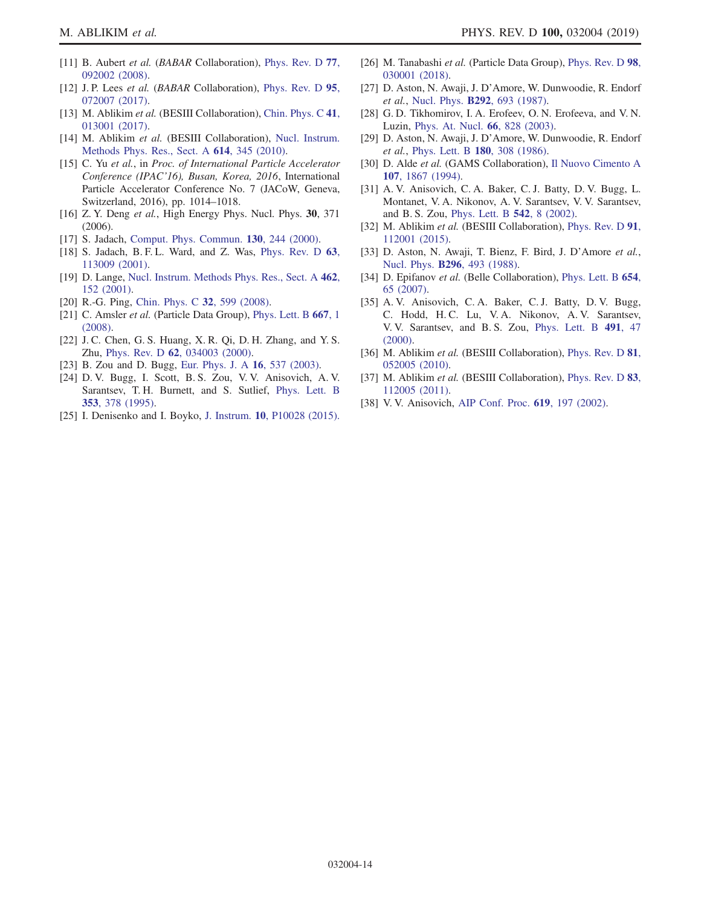[11] B. Aubert *et al.* (*BABAR* Collaboration), Phys. Rev. D **77**, 092002 (2008).

[12] J. P. Lees *et al.* (*BABAR* Collaboration), Phys. Rev. D **95**, 072007 (2017).

[13] M. Ablikim *et al.* (BESIII Collaboration), Chin. Phys. C **41**, 013001 (2017).

[14] M. Ablikim *et al.* (BESIII Collaboration), Nucl. Instrum. Methods Phys. Res., Sect. A **614**, 345 (2010).

[15] C. Yu *et al.*, in *Proc. of International Particle Accelerator Conference (IPAC'16), Busan, Korea, 2016*, International Particle Accelerator Conference No. 7 (JACoW, Geneva, Switzerland, 2016), pp. 1014–1018.

[16] Z. Y. Deng *et al.*, High Energy Phys. Nucl. Phys. **30**, 371 (2006).

[17] S. Jadach, Comput. Phys. Commun. **130**, 244 (2000).

[18] S. Jadach, B. F. L. Ward, and Z. Was, Phys. Rev. D **63**, 113009 (2001).

[19] D. Lange, Nucl. Instrum. Methods Phys. Res., Sect. A **462**, 152 (2001).

[20] R.-G. Ping, Chin. Phys. C **32**, 599 (2008).

[21] C. Amsler *et al.* (Particle Data Group), Phys. Lett. B **667**, 1 (2008).

[22] J. C. Chen, G. S. Huang, X. R. Qi, D. H. Zhang, and Y. S. Zhu, Phys. Rev. D **62**, 034003 (2000).

[23] B. Zou and D. Bugg, Eur. Phys. J. A **16**, 537 (2003).

[24] D. V. Bugg, I. Scott, B. S. Zou, V. V. Anisovich, A. V. Sarantsev, T. H. Burnett, and S. Sutlief, Phys. Lett. B **353**, 378 (1995).

[25] I. Denisenko and I. Boyko, J. Instrum. **10**, P10028 (2015).

[26] M. Tanabashi *et al.* (Particle Data Group), Phys. Rev. D **98**, 030001 (2018).

[27] D. Aston, N. Awaji, J. D'Amore, W. Dunwoodie, R. Endorf *et al.*, Nucl. Phys. **B292**, 693 (1987).

[28] G. D. Tikhomirov, I. A. Erofeev, O. N. Erofeeva, and V. N. Luzin, Phys. At. Nucl. **66**, 828 (2003).

[29] D. Aston, N. Awaji, J. D'Amore, W. Dunwoodie, R. Endorf *et al.*, Phys. Lett. B **180**, 308 (1986).

[30] D. Alde *et al.* (GAMS Collaboration), Il Nuovo Cimento A **107**, 1867 (1994).

[31] A. V. Anisovich, C. A. Baker, C. J. Batty, D. V. Bugg, L. Montanet, V. A. Nikonov, A. V. Sarantsev, V. V. Sarantsev, and B. S. Zou, Phys. Lett. B **542**, 8 (2002).

[32] M. Ablikim *et al.* (BESIII Collaboration), Phys. Rev. D **91**, 112001 (2015).

[33] D. Aston, N. Awaji, J. Bienz, F. Bird, J. D'Amore *et al.*, Nucl. Phys. **B296**, 493 (1988).

[34] D. Epifanov *et al.* (Belle Collaboration), Phys. Lett. B **654**, 65 (2007).

[35] A. V. Anisovich, C. A. Baker, C. J. Batty, D. V. Bugg, C. Hodd, H. C. Lu, V. A. Nikonov, A. V. Sarantsev, V. V. Sarantsev, and B. S. Zou, Phys. Lett. B **491**, 47 (2000).

[36] M. Ablikim *et al.* (BESIII Collaboration), Phys. Rev. D **81**, 052005 (2010).

[37] M. Ablikim *et al.* (BESIII Collaboration), Phys. Rev. D **83**, 112005 (2011).

[38] V. V. Anisovich, AIP Conf. Proc. **619**, 197 (2002).